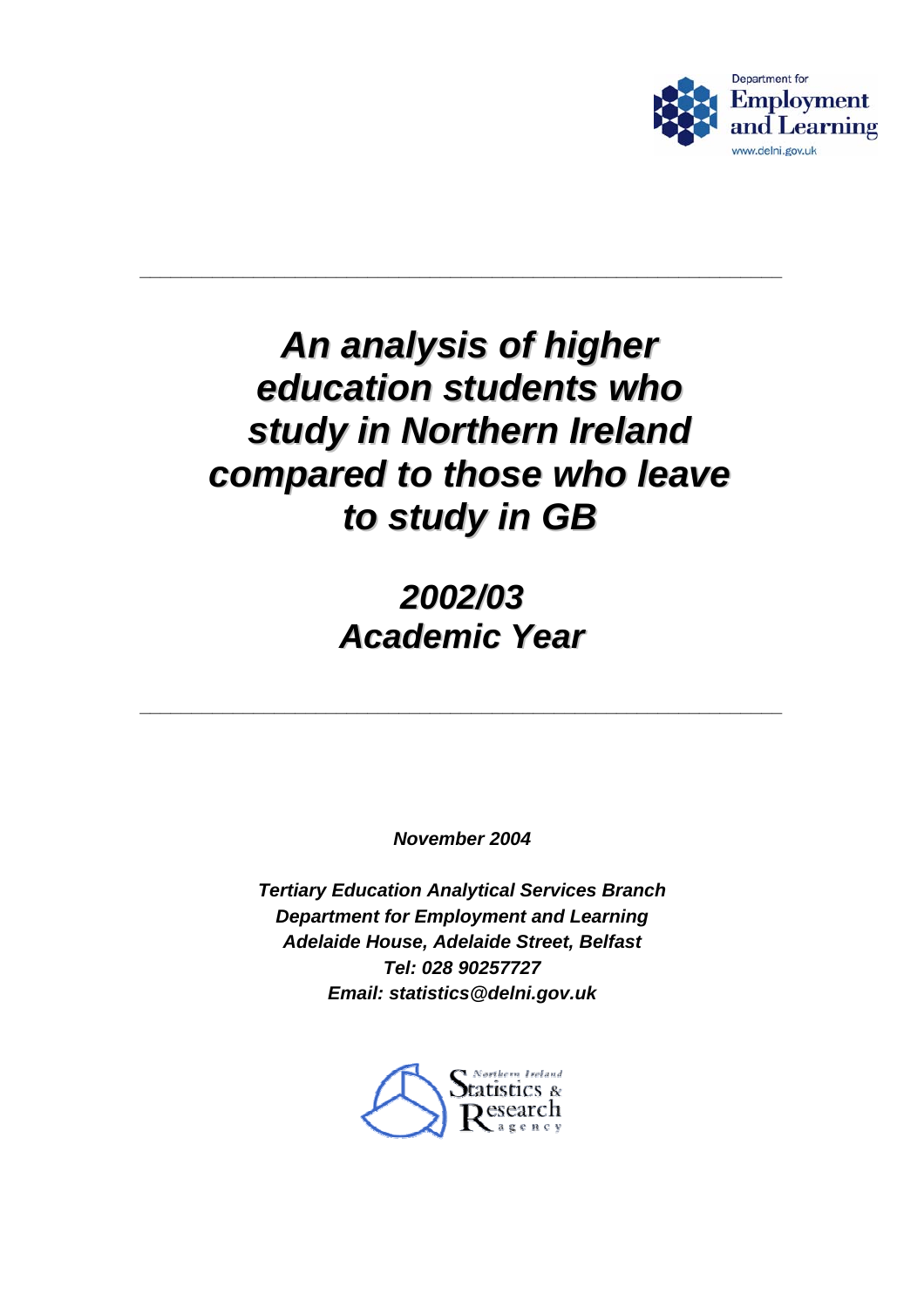Department for Employment and Learning
www.delni.gov.uk

---

# *An analysis of higher education students who study in Northern Ireland compared to those who leave to study in GB*

## *2002/03 Academic Year*

---

***November 2004***

***Tertiary Education Analytical Services Branch***
***Department for Employment and Learning***
***Adelaide House, Adelaide Street, Belfast***
***Tel: 028 90257727***
***Email: statistics@delni.gov.uk***

Northern Ireland Statistics & Research agency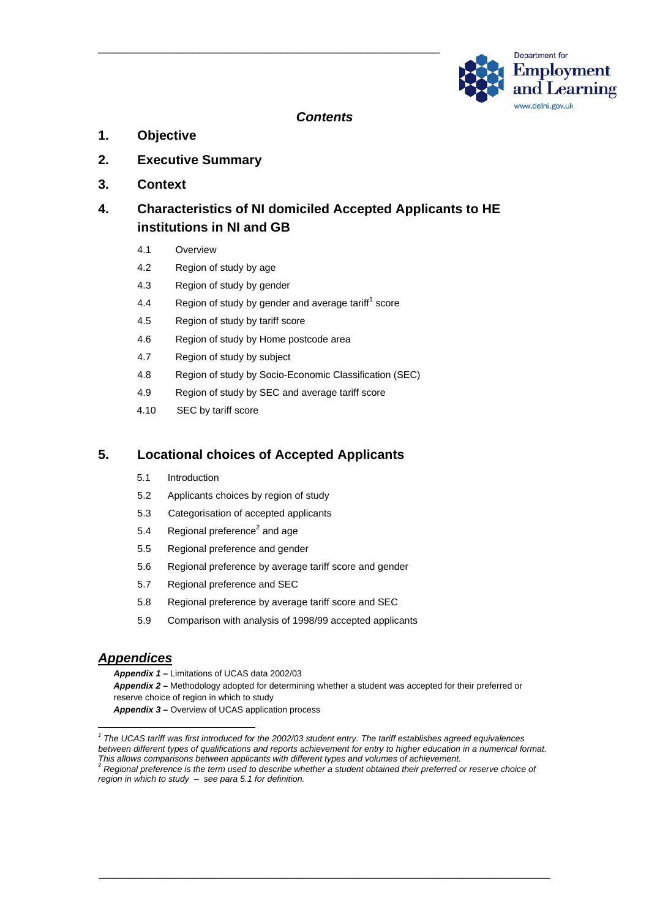## *Contents*

**1. Objective**

**2. Executive Summary**

**3. Context**

**4. Characteristics of NI domiciled Accepted Applicants to HE institutions in NI and GB**

- 4.1 Overview
- 4.2 Region of study by age
- 4.3 Region of study by gender
- 4.4 Region of study by gender and average tariff[1] score
- 4.5 Region of study by tariff score
- 4.6 Region of study by Home postcode area
- 4.7 Region of study by subject
- 4.8 Region of study by Socio-Economic Classification (SEC)
- 4.9 Region of study by SEC and average tariff score
- 4.10 SEC by tariff score

**5. Locational choices of Accepted Applicants**

- 5.1 Introduction
- 5.2 Applicants choices by region of study
- 5.3 Categorisation of accepted applicants
- 5.4 Regional preference[2] and age
- 5.5 Regional preference and gender
- 5.6 Regional preference by average tariff score and gender
- 5.7 Regional preference and SEC
- 5.8 Regional preference by average tariff score and SEC
- 5.9 Comparison with analysis of 1998/99 accepted applicants

## ***Appendices***

***Appendix 1 –*** Limitations of UCAS data 2002/03
***Appendix 2 –*** Methodology adopted for determining whether a student was accepted for their preferred or reserve choice of region in which to study
***Appendix 3 –*** Overview of UCAS application process

---

*[1] The UCAS tariff was first introduced for the 2002/03 student entry. The tariff establishes agreed equivalences between different types of qualifications and reports achievement for entry to higher education in a numerical format. This allows comparisons between applicants with different types and volumes of achievement.*
*[2] Regional preference is the term used to describe whether a student obtained their preferred or reserve choice of region in which to study – see para 5.1 for definition.*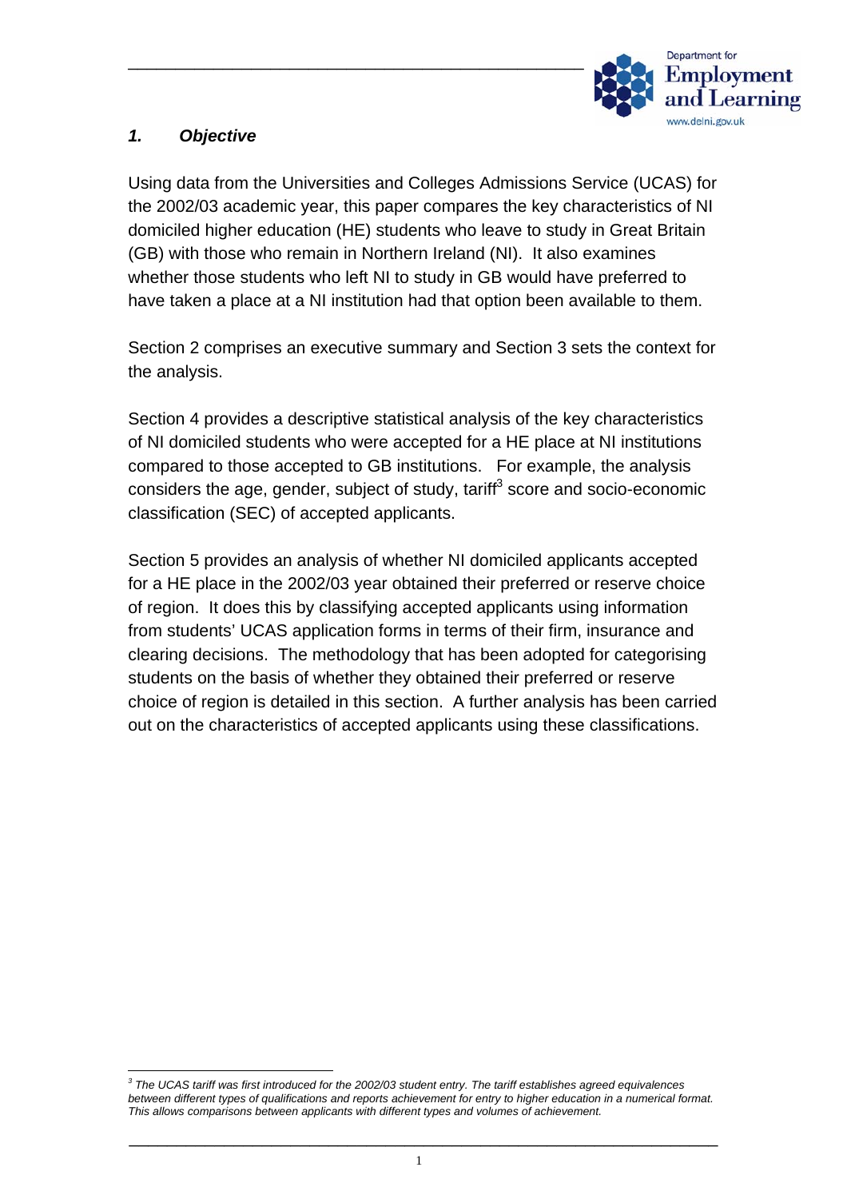## *1. Objective*

Using data from the Universities and Colleges Admissions Service (UCAS) for the 2002/03 academic year, this paper compares the key characteristics of NI domiciled higher education (HE) students who leave to study in Great Britain (GB) with those who remain in Northern Ireland (NI). It also examines whether those students who left NI to study in GB would have preferred to have taken a place at a NI institution had that option been available to them.

Section 2 comprises an executive summary and Section 3 sets the context for the analysis.

Section 4 provides a descriptive statistical analysis of the key characteristics of NI domiciled students who were accepted for a HE place at NI institutions compared to those accepted to GB institutions. For example, the analysis considers the age, gender, subject of study, tariff[3] score and socio-economic classification (SEC) of accepted applicants.

Section 5 provides an analysis of whether NI domiciled applicants accepted for a HE place in the 2002/03 year obtained their preferred or reserve choice of region. It does this by classifying accepted applicants using information from students' UCAS application forms in terms of their firm, insurance and clearing decisions. The methodology that has been adopted for categorising students on the basis of whether they obtained their preferred or reserve choice of region is detailed in this section. A further analysis has been carried out on the characteristics of accepted applicants using these classifications.

---

*[3] The UCAS tariff was first introduced for the 2002/03 student entry. The tariff establishes agreed equivalences between different types of qualifications and reports achievement for entry to higher education in a numerical format. This allows comparisons between applicants with different types and volumes of achievement.*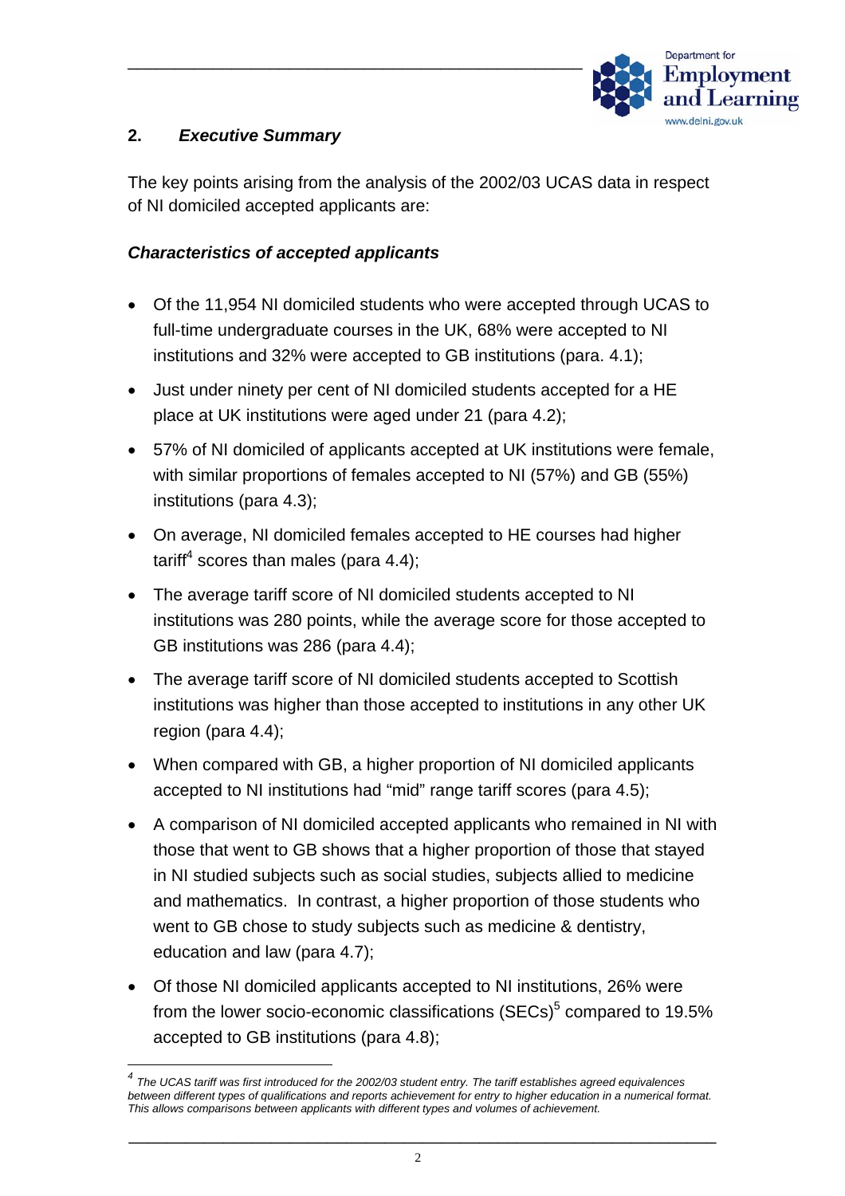## 2. *Executive Summary*

The key points arising from the analysis of the 2002/03 UCAS data in respect of NI domiciled accepted applicants are:

### *Characteristics of accepted applicants*

- Of the 11,954 NI domiciled students who were accepted through UCAS to full-time undergraduate courses in the UK, 68% were accepted to NI institutions and 32% were accepted to GB institutions (para. 4.1);
- Just under ninety per cent of NI domiciled students accepted for a HE place at UK institutions were aged under 21 (para 4.2);
- 57% of NI domiciled of applicants accepted at UK institutions were female, with similar proportions of females accepted to NI (57%) and GB (55%) institutions (para 4.3);
- On average, NI domiciled females accepted to HE courses had higher tariff[4] scores than males (para 4.4);
- The average tariff score of NI domiciled students accepted to NI institutions was 280 points, while the average score for those accepted to GB institutions was 286 (para 4.4);
- The average tariff score of NI domiciled students accepted to Scottish institutions was higher than those accepted to institutions in any other UK region (para 4.4);
- When compared with GB, a higher proportion of NI domiciled applicants accepted to NI institutions had "mid" range tariff scores (para 4.5);
- A comparison of NI domiciled accepted applicants who remained in NI with those that went to GB shows that a higher proportion of those that stayed in NI studied subjects such as social studies, subjects allied to medicine and mathematics. In contrast, a higher proportion of those students who went to GB chose to study subjects such as medicine & dentistry, education and law (para 4.7);
- Of those NI domiciled applicants accepted to NI institutions, 26% were from the lower socio-economic classifications (SECs)[5] compared to 19.5% accepted to GB institutions (para 4.8);

---

[4] *The UCAS tariff was first introduced for the 2002/03 student entry. The tariff establishes agreed equivalences between different types of qualifications and reports achievement for entry to higher education in a numerical format. This allows comparisons between applicants with different types and volumes of achievement.*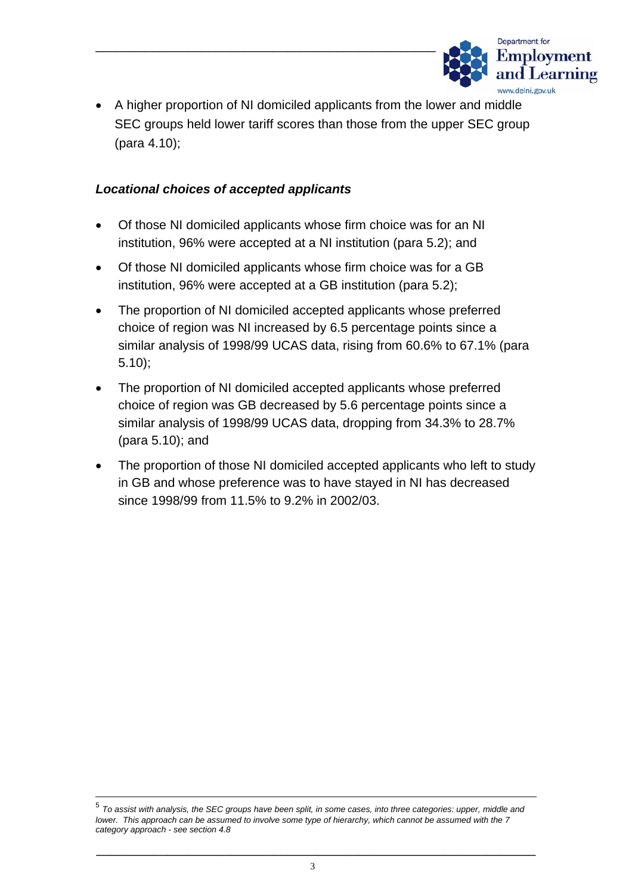- A higher proportion of NI domiciled applicants from the lower and middle SEC groups held lower tariff scores than those from the upper SEC group (para 4.10);

### *Locational choices of accepted applicants*

- Of those NI domiciled applicants whose firm choice was for an NI institution, 96% were accepted at a NI institution (para 5.2); and
- Of those NI domiciled applicants whose firm choice was for a GB institution, 96% were accepted at a GB institution (para 5.2);
- The proportion of NI domiciled accepted applicants whose preferred choice of region was NI increased by 6.5 percentage points since a similar analysis of 1998/99 UCAS data, rising from 60.6% to 67.1% (para 5.10);
- The proportion of NI domiciled accepted applicants whose preferred choice of region was GB decreased by 5.6 percentage points since a similar analysis of 1998/99 UCAS data, dropping from 34.3% to 28.7% (para 5.10); and
- The proportion of those NI domiciled accepted applicants who left to study in GB and whose preference was to have stayed in NI has decreased since 1998/99 from 11.5% to 9.2% in 2002/03.

---

[5] *To assist with analysis, the SEC groups have been split, in some cases, into three categories: upper, middle and lower. This approach can be assumed to involve some type of hierarchy, which cannot be assumed with the 7 category approach - see section 4.8*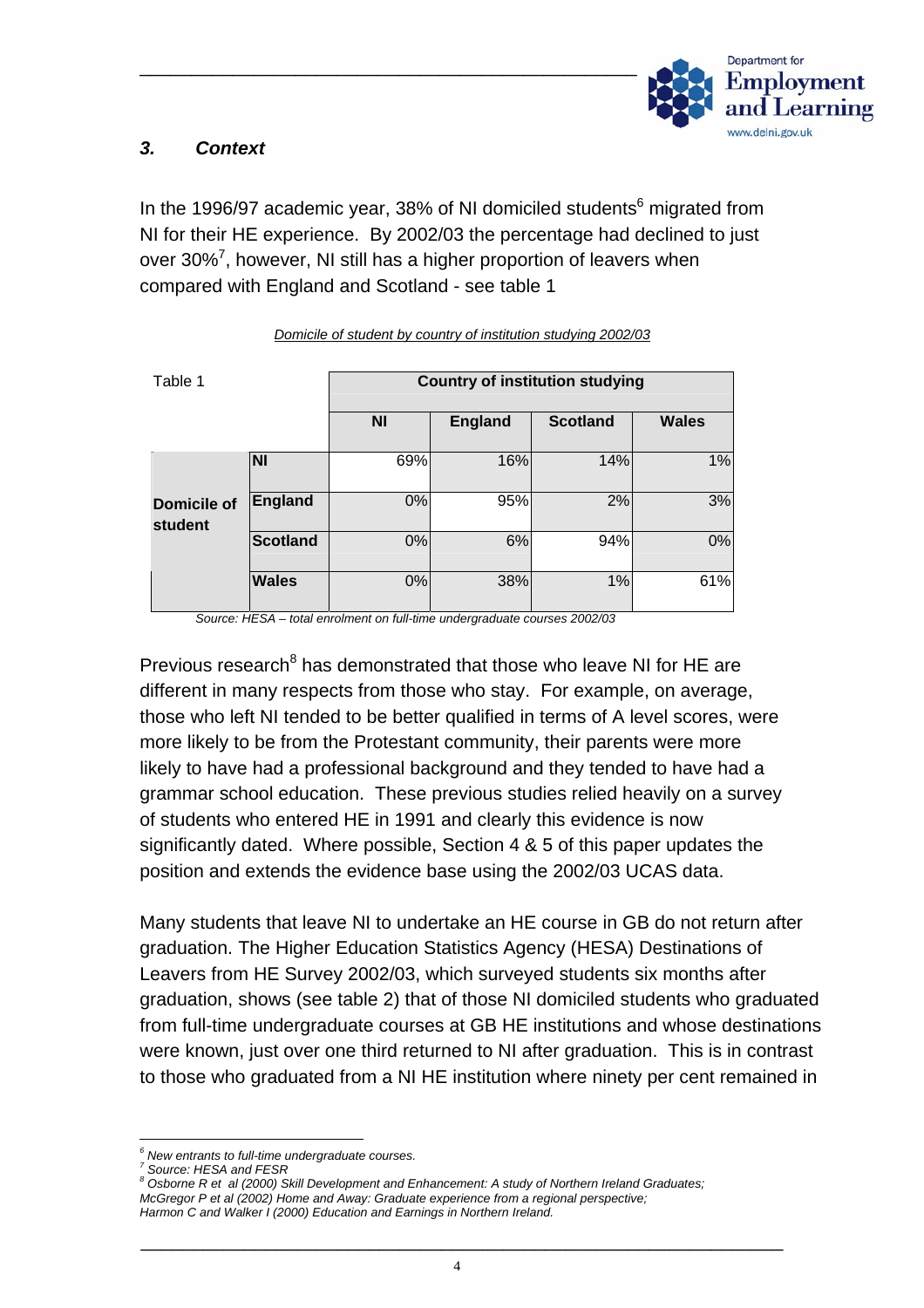## 3. Context

In the 1996/97 academic year, 38% of NI domiciled students[6] migrated from NI for their HE experience. By 2002/03 the percentage had declined to just over 30%[7], however, NI still has a higher proportion of leavers when compared with England and Scotland - see table 1

*Domicile of student by country of institution studying 2002/03*

Table 1

| | | Country of institution studying | | | |
|---|---|---|---|---|---|
| | | **NI** | **England** | **Scotland** | **Wales** |
| **Domicile of student** | **NI** | 69% | 16% | 14% | 1% |
| | **England** | 0% | 95% | 2% | 3% |
| | **Scotland** | 0% | 6% | 94% | 0% |
| | **Wales** | 0% | 38% | 1% | 61% |

*Source: HESA – total enrolment on full-time undergraduate courses 2002/03*

Previous research[8] has demonstrated that those who leave NI for HE are different in many respects from those who stay. For example, on average, those who left NI tended to be better qualified in terms of A level scores, were more likely to be from the Protestant community, their parents were more likely to have had a professional background and they tended to have had a grammar school education. These previous studies relied heavily on a survey of students who entered HE in 1991 and clearly this evidence is now significantly dated. Where possible, Section 4 & 5 of this paper updates the position and extends the evidence base using the 2002/03 UCAS data.

Many students that leave NI to undertake an HE course in GB do not return after graduation. The Higher Education Statistics Agency (HESA) Destinations of Leavers from HE Survey 2002/03, which surveyed students six months after graduation, shows (see table 2) that of those NI domiciled students who graduated from full-time undergraduate courses at GB HE institutions and whose destinations were known, just over one third returned to NI after graduation. This is in contrast to those who graduated from a NI HE institution where ninety per cent remained in

---

[6] *New entrants to full-time undergraduate courses.*

[7] *Source: HESA and FESR*

[8] *Osborne R et al (2000) Skill Development and Enhancement: A study of Northern Ireland Graduates; McGregor P et al (2002) Home and Away: Graduate experience from a regional perspective; Harmon C and Walker I (2000) Education and Earnings in Northern Ireland.*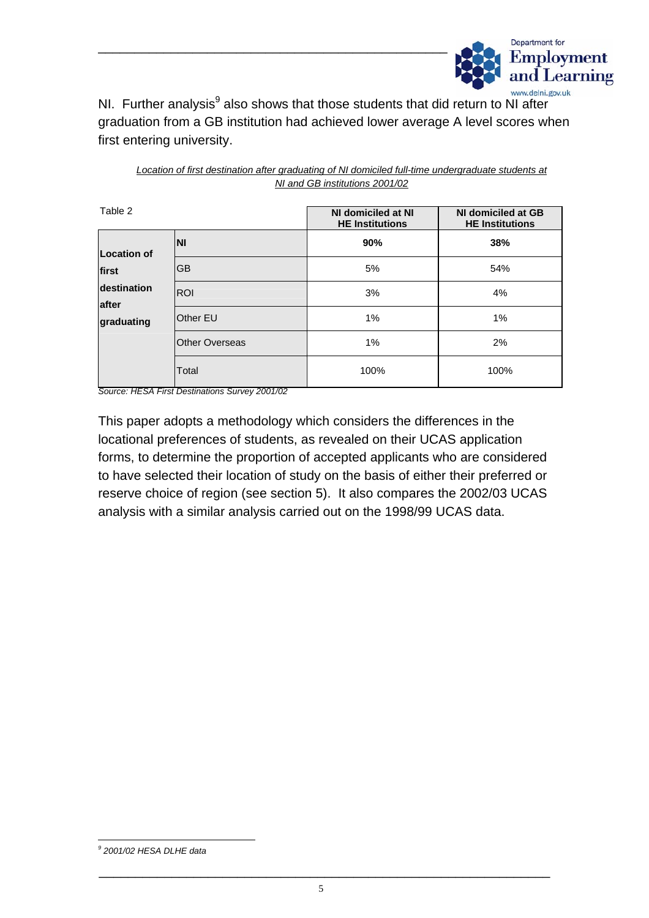NI. Further analysis[9] also shows that those students that did return to NI after graduation from a GB institution had achieved lower average A level scores when first entering university.

*Location of first destination after graduating of NI domiciled full-time undergraduate students at NI and GB institutions 2001/02*

Table 2

| | | NI domiciled at NI HE Institutions | NI domiciled at GB HE Institutions |
|---|---|---|---|
| **Location of first destination after graduating** | **NI** | **90%** | **38%** |
| | GB | 5% | 54% |
| | ROI | 3% | 4% |
| | Other EU | 1% | 1% |
| | Other Overseas | 1% | 2% |
| | Total | 100% | 100% |

*Source: HESA First Destinations Survey 2001/02*

This paper adopts a methodology which considers the differences in the locational preferences of students, as revealed on their UCAS application forms, to determine the proportion of accepted applicants who are considered to have selected their location of study on the basis of either their preferred or reserve choice of region (see section 5). It also compares the 2002/03 UCAS analysis with a similar analysis carried out on the 1998/99 UCAS data.

---

[9] *2001/02 HESA DLHE data*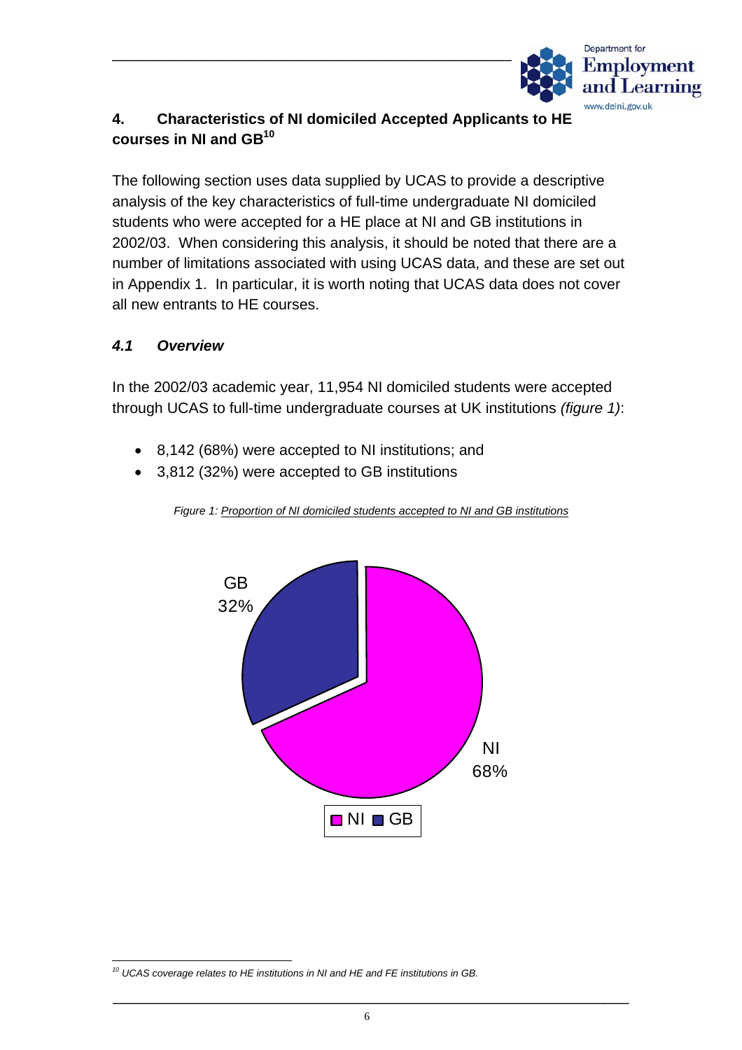## 4. Characteristics of NI domiciled Accepted Applicants to HE courses in NI and GB[10]

The following section uses data supplied by UCAS to provide a descriptive analysis of the key characteristics of full-time undergraduate NI domiciled students who were accepted for a HE place at NI and GB institutions in 2002/03. When considering this analysis, it should be noted that there are a number of limitations associated with using UCAS data, and these are set out in Appendix 1. In particular, it is worth noting that UCAS data does not cover all new entrants to HE courses.

### *4.1 Overview*

In the 2002/03 academic year, 11,954 NI domiciled students were accepted through UCAS to full-time undergraduate courses at UK institutions *(figure 1)*:

- 8,142 (68%) were accepted to NI institutions; and
- 3,812 (32%) were accepted to GB institutions

*Figure 1: Proportion of NI domiciled students accepted to NI and GB institutions*

GB 32%

NI 68%

NI GB

[10] *UCAS coverage relates to HE institutions in NI and HE and FE institutions in GB.*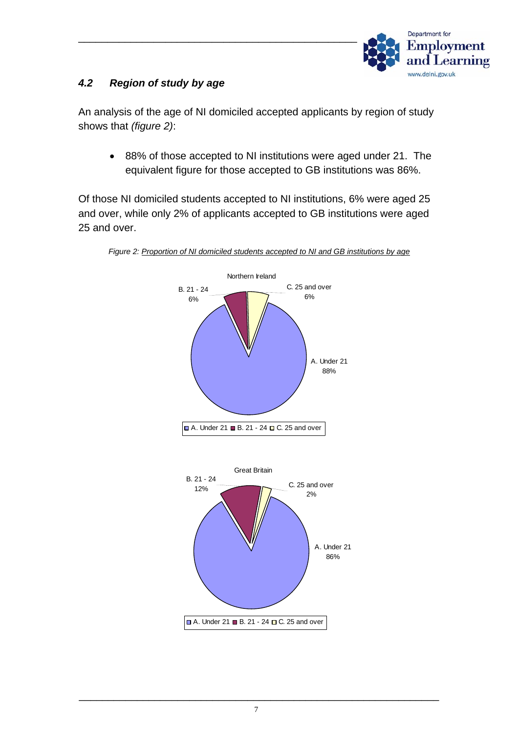### *4.2 Region of study by age*

An analysis of the age of NI domiciled accepted applicants by region of study shows that *(figure 2)*:

- 88% of those accepted to NI institutions were aged under 21. The equivalent figure for those accepted to GB institutions was 86%.

Of those NI domiciled students accepted to NI institutions, 6% were aged 25 and over, while only 2% of applicants accepted to GB institutions were aged 25 and over.

*Figure 2: Proportion of NI domiciled students accepted to NI and GB institutions by age*

Northern Ireland

| Age | Proportion |
|---|---|
| A. Under 21 | 88% |
| B. 21 - 24 | 6% |
| C. 25 and over | 6% |

Great Britain

| Age | Proportion |
|---|---|
| A. Under 21 | 86% |
| B. 21 - 24 | 12% |
| C. 25 and over | 2% |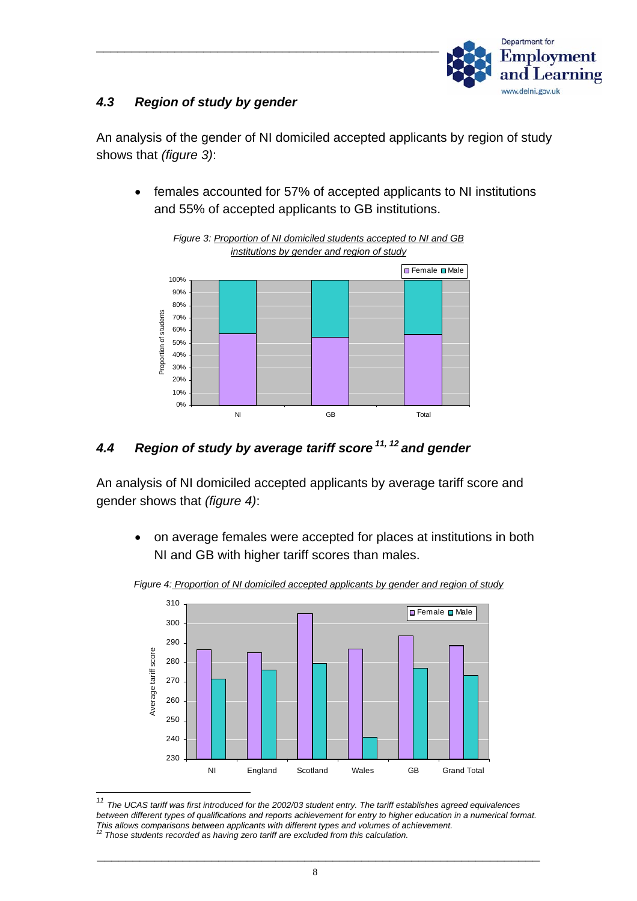### 4.3 Region of study by gender

An analysis of the gender of NI domiciled accepted applicants by region of study shows that *(figure 3)*:

- females accounted for 57% of accepted applicants to NI institutions and 55% of accepted applicants to GB institutions.

*Figure 3: Proportion of NI domiciled students accepted to NI and GB institutions by gender and region of study*

### 4.4 Region of study by average tariff score[11, 12] and gender

An analysis of NI domiciled accepted applicants by average tariff score and gender shows that *(figure 4)*:

- on average females were accepted for places at institutions in both NI and GB with higher tariff scores than males.

*Figure 4: Proportion of NI domiciled accepted applicants by gender and region of study*

---

[11] The UCAS tariff was first introduced for the 2002/03 student entry. The tariff establishes agreed equivalences between different types of qualifications and reports achievement for entry to higher education in a numerical format. This allows comparisons between applicants with different types and volumes of achievement.

[12] Those students recorded as having zero tariff are excluded from this calculation.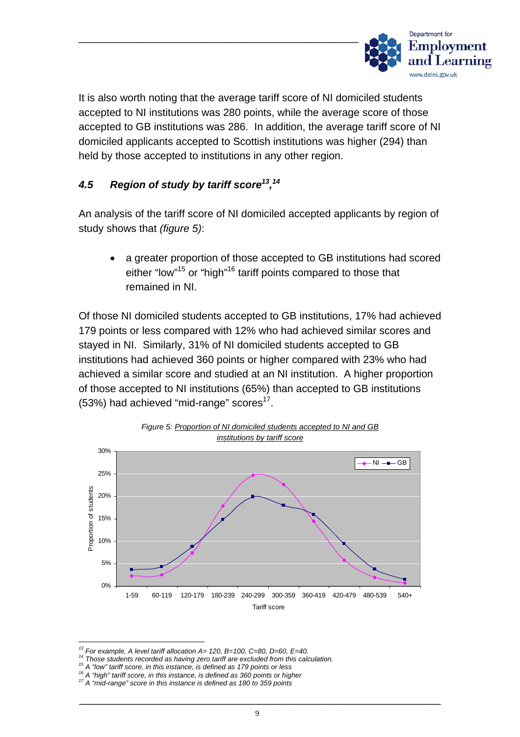It is also worth noting that the average tariff score of NI domiciled students accepted to NI institutions was 280 points, while the average score of those accepted to GB institutions was 286. In addition, the average tariff score of NI domiciled applicants accepted to Scottish institutions was higher (294) than held by those accepted to institutions in any other region.

### *4.5 Region of study by tariff score*[13,14]

An analysis of the tariff score of NI domiciled accepted applicants by region of study shows that *(figure 5)*:

- a greater proportion of those accepted to GB institutions had scored either "low"[15] or "high"[16] tariff points compared to those that remained in NI.

Of those NI domiciled students accepted to GB institutions, 17% had achieved 179 points or less compared with 12% who had achieved similar scores and stayed in NI. Similarly, 31% of NI domiciled students accepted to GB institutions had achieved 360 points or higher compared with 23% who had achieved a similar score and studied at an NI institution. A higher proportion of those accepted to NI institutions (65%) than accepted to GB institutions (53%) had achieved "mid-range" scores[17].

*Figure 5: Proportion of NI domiciled students accepted to NI and GB institutions by tariff score*

[13] For example, A level tariff allocation A= 120, B=100, C=80, D=60, E=40.
[14] Those students recorded as having zero tariff are excluded from this calculation.
[15] A "low" tariff score, in this instance, is defined as 179 points or less
[16] A "high" tariff score, in this instance, is defined as 360 points or higher
[17] A "mid-range" score in this instance is defined as 180 to 359 points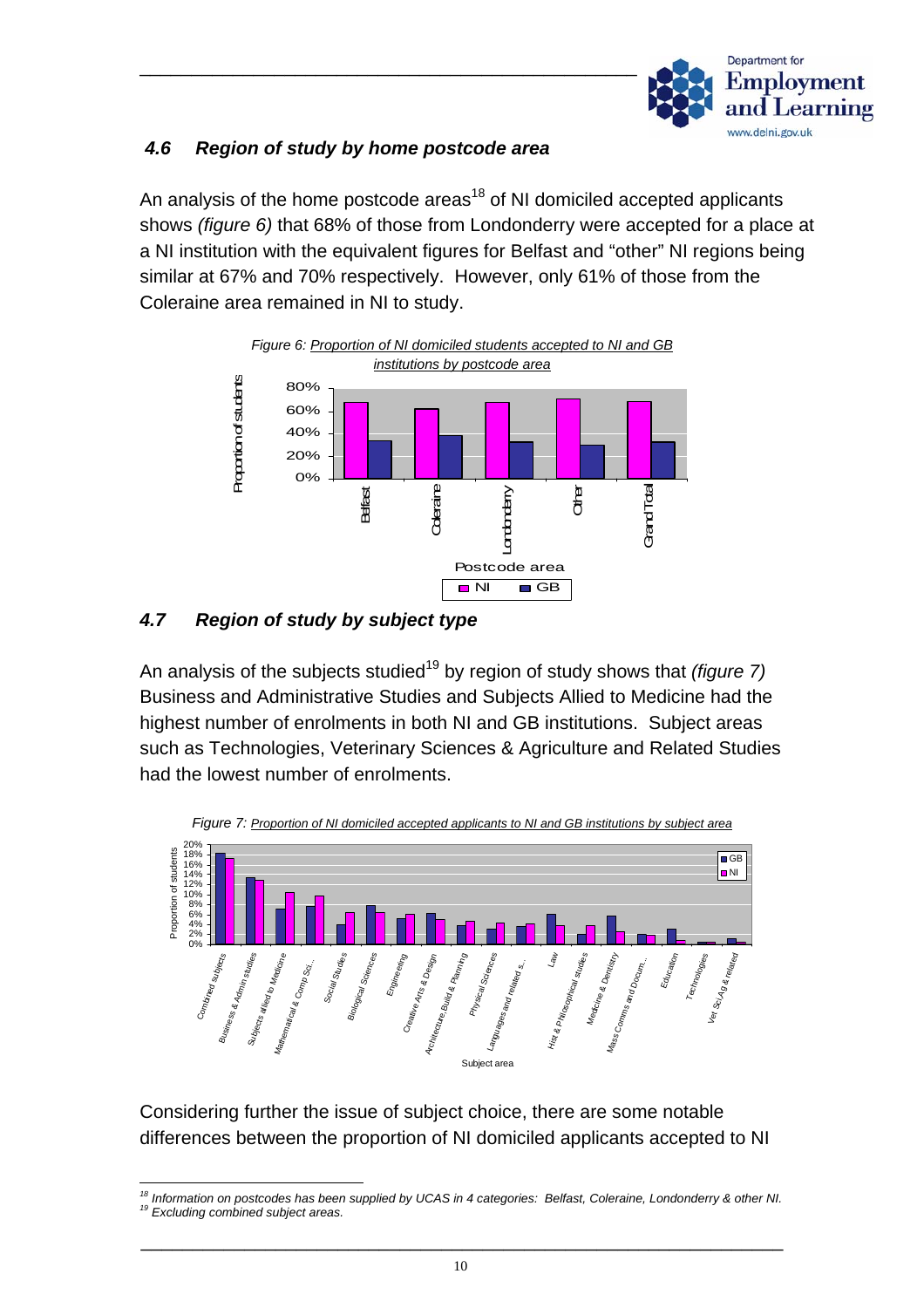### *4.6 Region of study by home postcode area*

An analysis of the home postcode areas[18] of NI domiciled accepted applicants shows *(figure 6)* that 68% of those from Londonderry were accepted for a place at a NI institution with the equivalent figures for Belfast and "other" NI regions being similar at 67% and 70% respectively. However, only 61% of those from the Coleraine area remained in NI to study.

*Figure 6: Proportion of NI domiciled students accepted to NI and GB institutions by postcode area*

### *4.7 Region of study by subject type*

An analysis of the subjects studied[19] by region of study shows that *(figure 7)* Business and Administrative Studies and Subjects Allied to Medicine had the highest number of enrolments in both NI and GB institutions. Subject areas such as Technologies, Veterinary Sciences & Agriculture and Related Studies had the lowest number of enrolments.

*Figure 7: Proportion of NI domiciled accepted applicants to NI and GB institutions by subject area*

Considering further the issue of subject choice, there are some notable differences between the proportion of NI domiciled applicants accepted to NI

---

[18] *Information on postcodes has been supplied by UCAS in 4 categories: Belfast, Coleraine, Londonderry & other NI.*
[19] *Excluding combined subject areas.*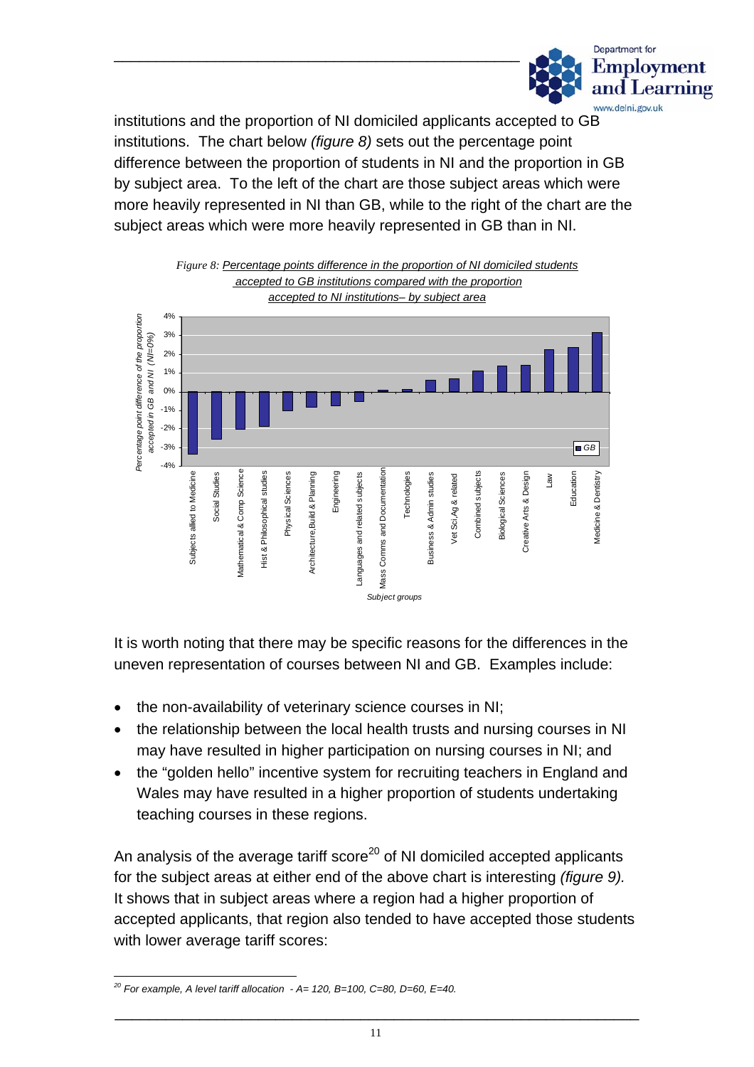institutions and the proportion of NI domiciled applicants accepted to GB institutions. The chart below *(figure 8)* sets out the percentage point difference between the proportion of students in NI and the proportion in GB by subject area. To the left of the chart are those subject areas which were more heavily represented in NI than GB, while to the right of the chart are the subject areas which were more heavily represented in GB than in NI.

*Figure 8:* Percentage points difference in the proportion of NI domiciled students accepted to GB institutions compared with the proportion accepted to NI institutions– by subject area

It is worth noting that there may be specific reasons for the differences in the uneven representation of courses between NI and GB. Examples include:

- the non-availability of veterinary science courses in NI;
- the relationship between the local health trusts and nursing courses in NI may have resulted in higher participation on nursing courses in NI; and
- the "golden hello" incentive system for recruiting teachers in England and Wales may have resulted in a higher proportion of students undertaking teaching courses in these regions.

An analysis of the average tariff score[20] of NI domiciled accepted applicants for the subject areas at either end of the above chart is interesting *(figure 9).* It shows that in subject areas where a region had a higher proportion of accepted applicants, that region also tended to have accepted those students with lower average tariff scores:

[20] *For example, A level tariff allocation - A= 120, B=100, C=80, D=60, E=40.*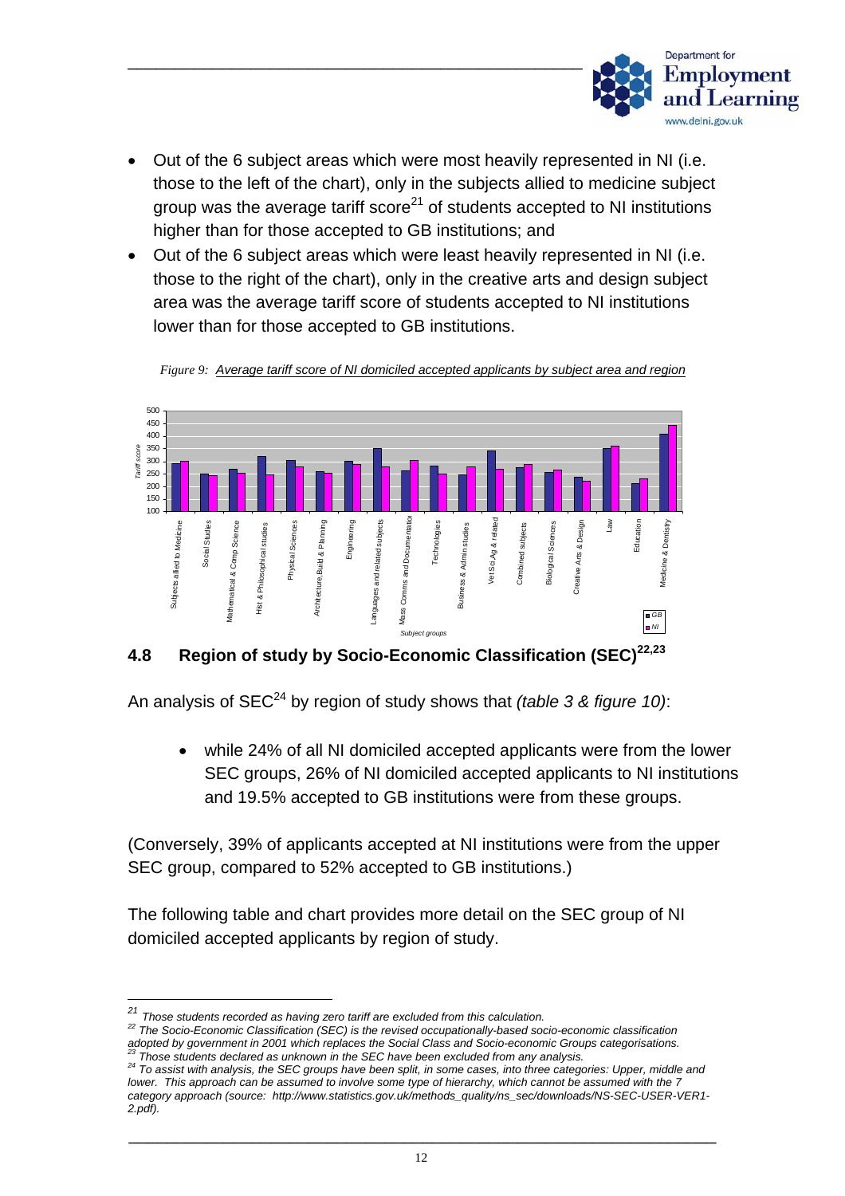- Out of the 6 subject areas which were most heavily represented in NI (i.e. those to the left of the chart), only in the subjects allied to medicine subject group was the average tariff score[21] of students accepted to NI institutions higher than for those accepted to GB institutions; and
- Out of the 6 subject areas which were least heavily represented in NI (i.e. those to the right of the chart), only in the creative arts and design subject area was the average tariff score of students accepted to NI institutions lower than for those accepted to GB institutions.

*Figure 9: Average tariff score of NI domiciled accepted applicants by subject area and region*

## 4.8 Region of study by Socio-Economic Classification (SEC)[22,23]

An analysis of SEC[24] by region of study shows that *(table 3 & figure 10)*:

- while 24% of all NI domiciled accepted applicants were from the lower SEC groups, 26% of NI domiciled accepted applicants to NI institutions and 19.5% accepted to GB institutions were from these groups.

(Conversely, 39% of applicants accepted at NI institutions were from the upper SEC group, compared to 52% accepted to GB institutions.)

The following table and chart provides more detail on the SEC group of NI domiciled accepted applicants by region of study.

---

[21] Those students recorded as having zero tariff are excluded from this calculation.

[22] The Socio-Economic Classification (SEC) is the revised occupationally-based socio-economic classification adopted by government in 2001 which replaces the Social Class and Socio-economic Groups categorisations.

[23] Those students declared as unknown in the SEC have been excluded from any analysis.

[24] To assist with analysis, the SEC groups have been split, in some cases, into three categories: Upper, middle and lower. This approach can be assumed to involve some type of hierarchy, which cannot be assumed with the 7 category approach (source: http://www.statistics.gov.uk/methods_quality/ns_sec/downloads/NS-SEC-USER-VER1-2.pdf).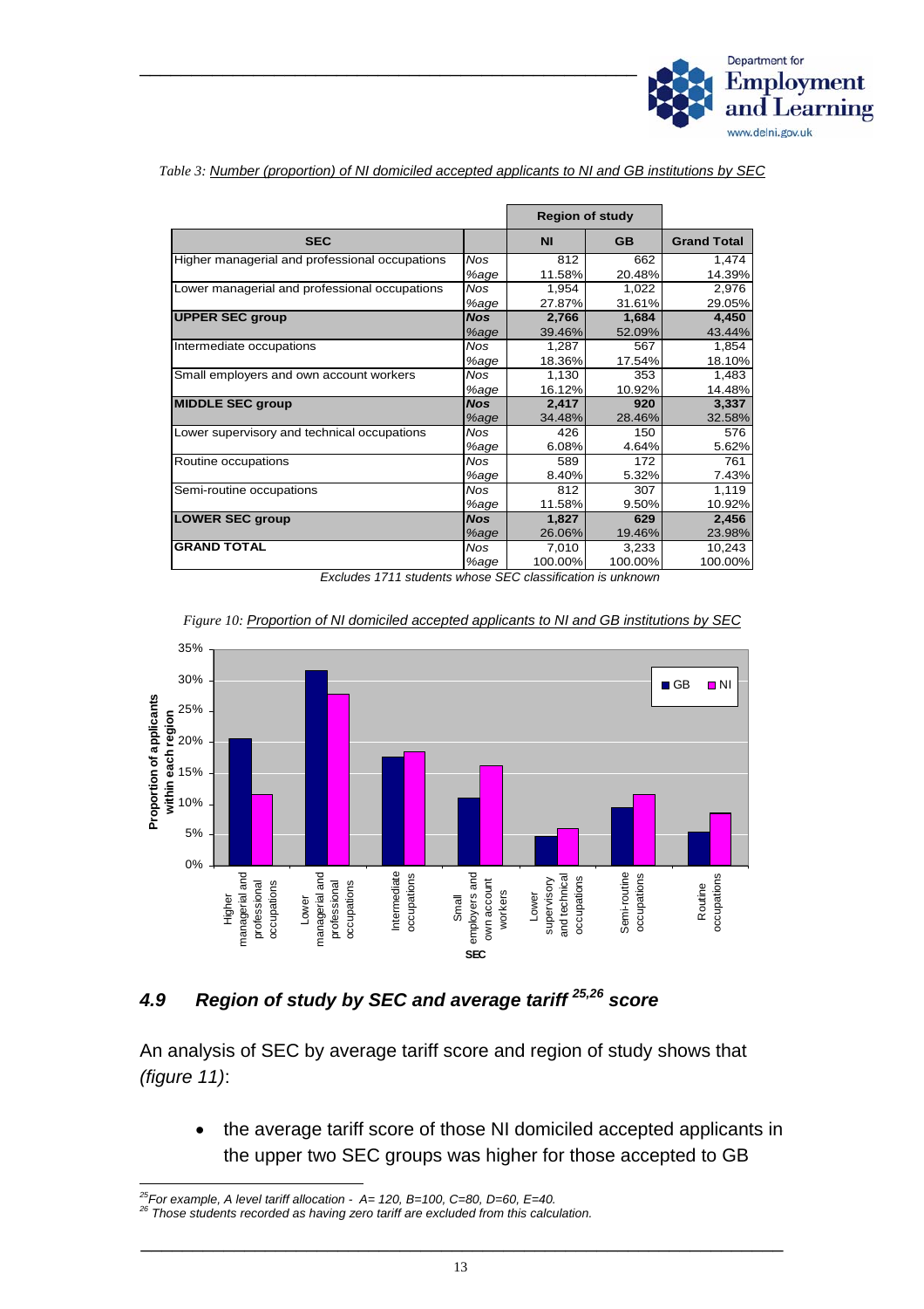*Table 3:* Number (proportion) of NI domiciled accepted applicants to NI and GB institutions by SEC

| SEC | | Region of study NI | GB | Grand Total |
|---|---|---|---|---|
| Higher managerial and professional occupations | *Nos* | 812 | 662 | 1,474 |
| | *%age* | 11.58% | 20.48% | 14.39% |
| Lower managerial and professional occupations | *Nos* | 1,954 | 1,022 | 2,976 |
| | *%age* | 27.87% | 31.61% | 29.05% |
| **UPPER SEC group** | ***Nos*** | **2,766** | **1,684** | **4,450** |
| | *%age* | 39.46% | 52.09% | 43.44% |
| Intermediate occupations | *Nos* | 1,287 | 567 | 1,854 |
| | *%age* | 18.36% | 17.54% | 18.10% |
| Small employers and own account workers | *Nos* | 1,130 | 353 | 1,483 |
| | *%age* | 16.12% | 10.92% | 14.48% |
| **MIDDLE SEC group** | ***Nos*** | **2,417** | **920** | **3,337** |
| | *%age* | 34.48% | 28.46% | 32.58% |
| Lower supervisory and technical occupations | *Nos* | 426 | 150 | 576 |
| | *%age* | 6.08% | 4.64% | 5.62% |
| Routine occupations | *Nos* | 589 | 172 | 761 |
| | *%age* | 8.40% | 5.32% | 7.43% |
| Semi-routine occupations | *Nos* | 812 | 307 | 1,119 |
| | *%age* | 11.58% | 9.50% | 10.92% |
| **LOWER SEC group** | ***Nos*** | **1,827** | **629** | **2,456** |
| | *%age* | 26.06% | 19.46% | 23.98% |
| **GRAND TOTAL** | *Nos* | 7,010 | 3,233 | 10,243 |
| | *%age* | 100.00% | 100.00% | 100.00% |

*Excludes 1711 students whose SEC classification is unknown*

*Figure 10:* Proportion of NI domiciled accepted applicants to NI and GB institutions by SEC

### 4.9 Region of study by SEC and average tariff [25,26] score

An analysis of SEC by average tariff score and region of study shows that *(figure 11)*:

- the average tariff score of those NI domiciled accepted applicants in the upper two SEC groups was higher for those accepted to GB

[25] For example, A level tariff allocation - A= 120, B=100, C=80, D=60, E=40.
[26] Those students recorded as having zero tariff are excluded from this calculation.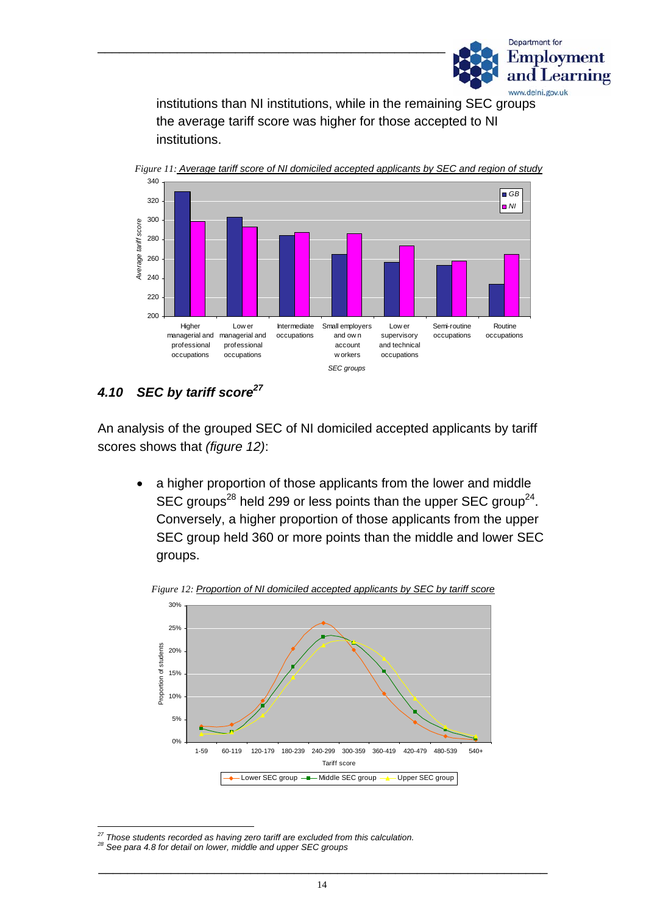institutions than NI institutions, while in the remaining SEC groups the average tariff score was higher for those accepted to NI institutions.

*Figure 11: Average tariff score of NI domiciled accepted applicants by SEC and region of study*

#### 4.10 SEC by tariff score[27]

An analysis of the grouped SEC of NI domiciled accepted applicants by tariff scores shows that *(figure 12)*:

- a higher proportion of those applicants from the lower and middle SEC groups[28] held 299 or less points than the upper SEC group[24]. Conversely, a higher proportion of those applicants from the upper SEC group held 360 or more points than the middle and lower SEC groups.

*Figure 12: Proportion of NI domiciled accepted applicants by SEC by tariff score*

---

[27] Those students recorded as having zero tariff are excluded from this calculation.

[28] See para 4.8 for detail on lower, middle and upper SEC groups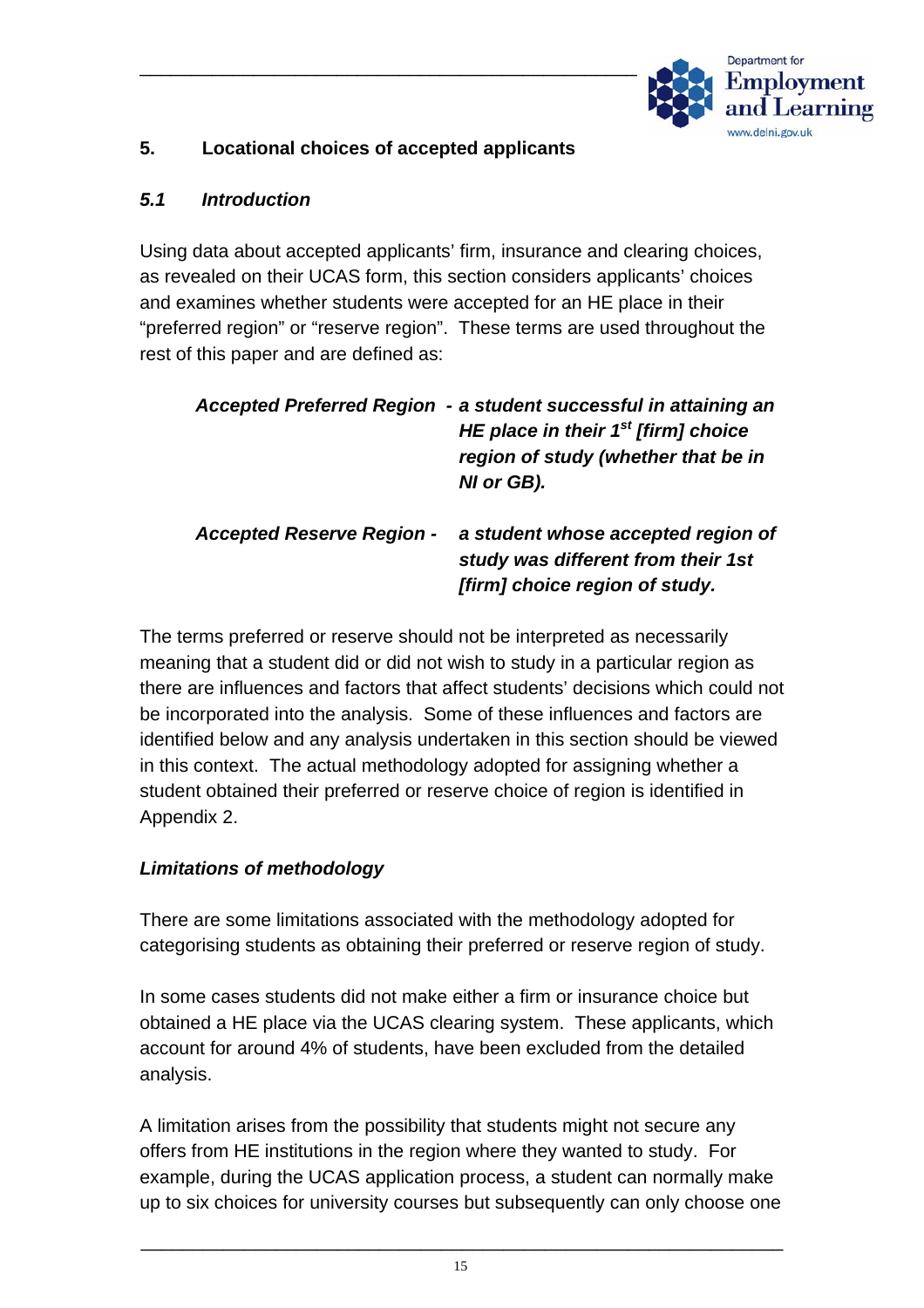## 5. Locational choices of accepted applicants

### *5.1 Introduction*

Using data about accepted applicants' firm, insurance and clearing choices, as revealed on their UCAS form, this section considers applicants' choices and examines whether students were accepted for an HE place in their "preferred region" or "reserve region". These terms are used throughout the rest of this paper and are defined as:

> ***Accepted Preferred Region*** - ***a student successful in attaining an HE place in their 1st [firm] choice region of study (whether that be in NI or GB).***
>
> ***Accepted Reserve Region*** - ***a student whose accepted region of study was different from their 1st [firm] choice region of study.***

The terms preferred or reserve should not be interpreted as necessarily meaning that a student did or did not wish to study in a particular region as there are influences and factors that affect students' decisions which could not be incorporated into the analysis. Some of these influences and factors are identified below and any analysis undertaken in this section should be viewed in this context. The actual methodology adopted for assigning whether a student obtained their preferred or reserve choice of region is identified in Appendix 2.

***Limitations of methodology***

There are some limitations associated with the methodology adopted for categorising students as obtaining their preferred or reserve region of study.

In some cases students did not make either a firm or insurance choice but obtained a HE place via the UCAS clearing system. These applicants, which account for around 4% of students, have been excluded from the detailed analysis.

A limitation arises from the possibility that students might not secure any offers from HE institutions in the region where they wanted to study. For example, during the UCAS application process, a student can normally make up to six choices for university courses but subsequently can only choose one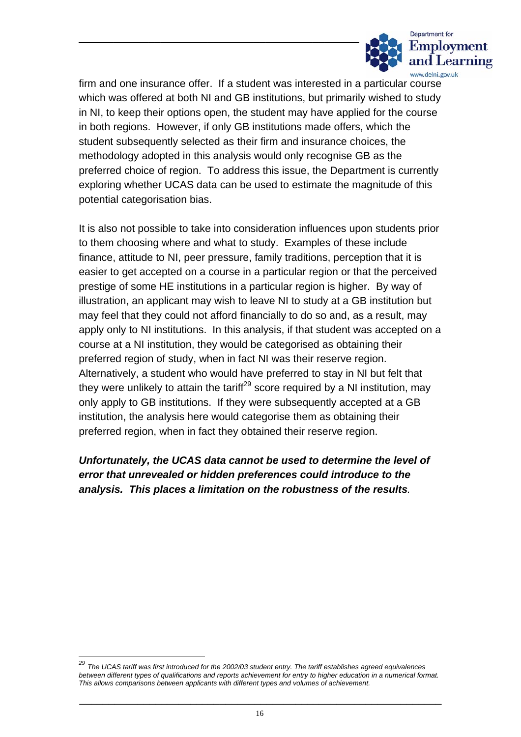firm and one insurance offer. If a student was interested in a particular course which was offered at both NI and GB institutions, but primarily wished to study in NI, to keep their options open, the student may have applied for the course in both regions. However, if only GB institutions made offers, which the student subsequently selected as their firm and insurance choices, the methodology adopted in this analysis would only recognise GB as the preferred choice of region. To address this issue, the Department is currently exploring whether UCAS data can be used to estimate the magnitude of this potential categorisation bias.

It is also not possible to take into consideration influences upon students prior to them choosing where and what to study. Examples of these include finance, attitude to NI, peer pressure, family traditions, perception that it is easier to get accepted on a course in a particular region or that the perceived prestige of some HE institutions in a particular region is higher. By way of illustration, an applicant may wish to leave NI to study at a GB institution but may feel that they could not afford financially to do so and, as a result, may apply only to NI institutions. In this analysis, if that student was accepted on a course at a NI institution, they would be categorised as obtaining their preferred region of study, when in fact NI was their reserve region. Alternatively, a student who would have preferred to stay in NI but felt that they were unlikely to attain the tariff[29] score required by a NI institution, may only apply to GB institutions. If they were subsequently accepted at a GB institution, the analysis here would categorise them as obtaining their preferred region, when in fact they obtained their reserve region.

***Unfortunately, the UCAS data cannot be used to determine the level of error that unrevealed or hidden preferences could introduce to the analysis. This places a limitation on the robustness of the results.***

---

[29] *The UCAS tariff was first introduced for the 2002/03 student entry. The tariff establishes agreed equivalences between different types of qualifications and reports achievement for entry to higher education in a numerical format. This allows comparisons between applicants with different types and volumes of achievement.*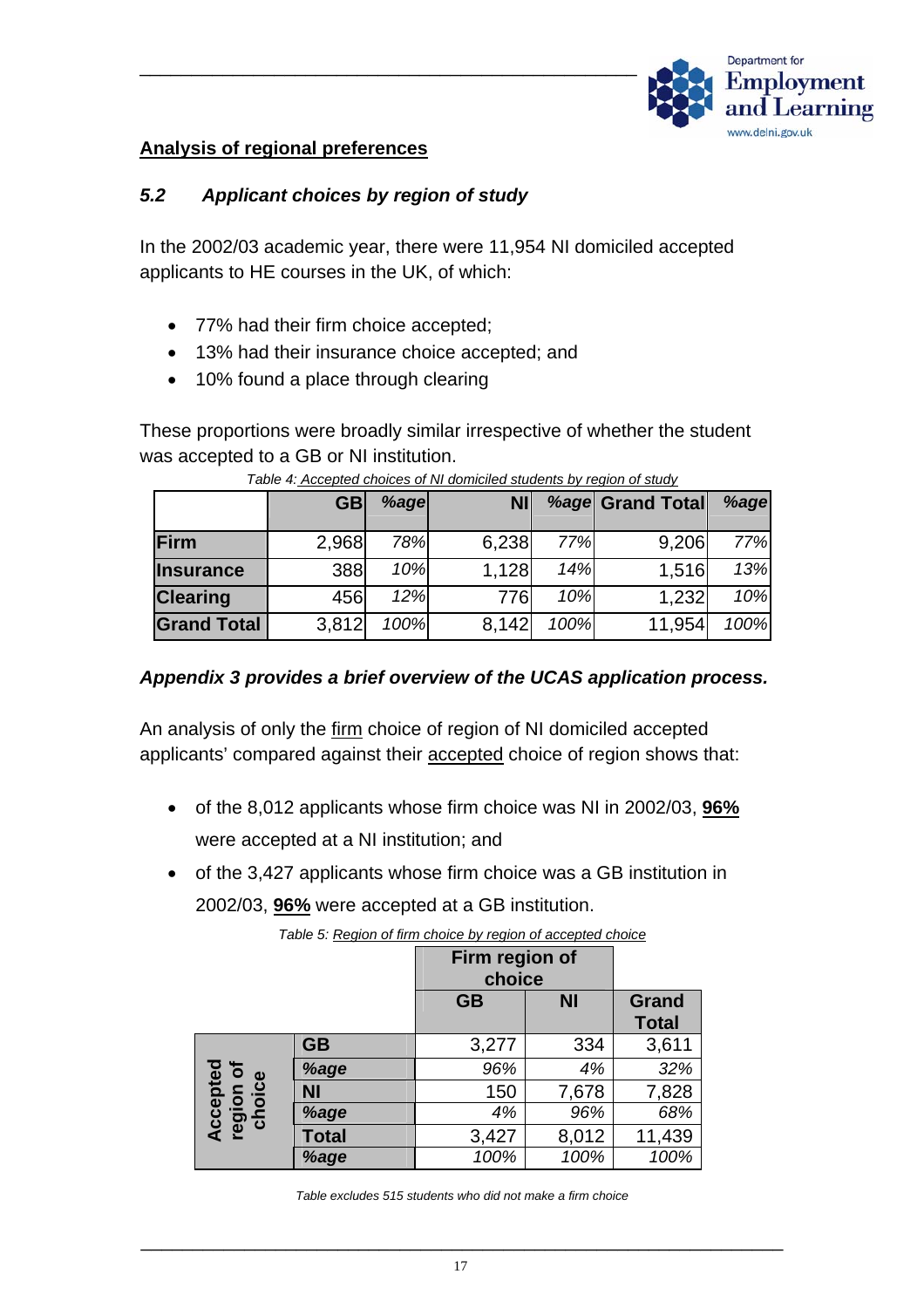## Analysis of regional preferences

### *5.2 Applicant choices by region of study*

In the 2002/03 academic year, there were 11,954 NI domiciled accepted applicants to HE courses in the UK, of which:

- 77% had their firm choice accepted;
- 13% had their insurance choice accepted; and
- 10% found a place through clearing

These proportions were broadly similar irrespective of whether the student was accepted to a GB or NI institution.

*Table 4: Accepted choices of NI domiciled students by region of study*

| | GB | %age | NI | %age | Grand Total | %age |
|---|---|---|---|---|---|---|
| **Firm** | 2,968 | *78%* | 6,238 | *77%* | 9,206 | *77%* |
| **Insurance** | 388 | *10%* | 1,128 | *14%* | 1,516 | *13%* |
| **Clearing** | 456 | *12%* | 776 | *10%* | 1,232 | *10%* |
| **Grand Total** | 3,812 | *100%* | 8,142 | *100%* | 11,954 | *100%* |

***Appendix 3 provides a brief overview of the UCAS application process.***

An analysis of only the firm choice of region of NI domiciled accepted applicants' compared against their accepted choice of region shows that:

- of the 8,012 applicants whose firm choice was NI in 2002/03, **96%** were accepted at a NI institution; and
- of the 3,427 applicants whose firm choice was a GB institution in 2002/03, **96%** were accepted at a GB institution.

*Table 5: Region of firm choice by region of accepted choice*

| | | Firm region of choice | | |
|---|---|---|---|---|
| | | **GB** | **NI** | **Grand Total** |
| **Accepted region of choice** | **GB** | 3,277 | 334 | 3,611 |
| | ***%age*** | *96%* | *4%* | *32%* |
| | **NI** | 150 | 7,678 | 7,828 |
| | ***%age*** | *4%* | *96%* | *68%* |
| | **Total** | 3,427 | 8,012 | 11,439 |
| | ***%age*** | *100%* | *100%* | *100%* |

*Table excludes 515 students who did not make a firm choice*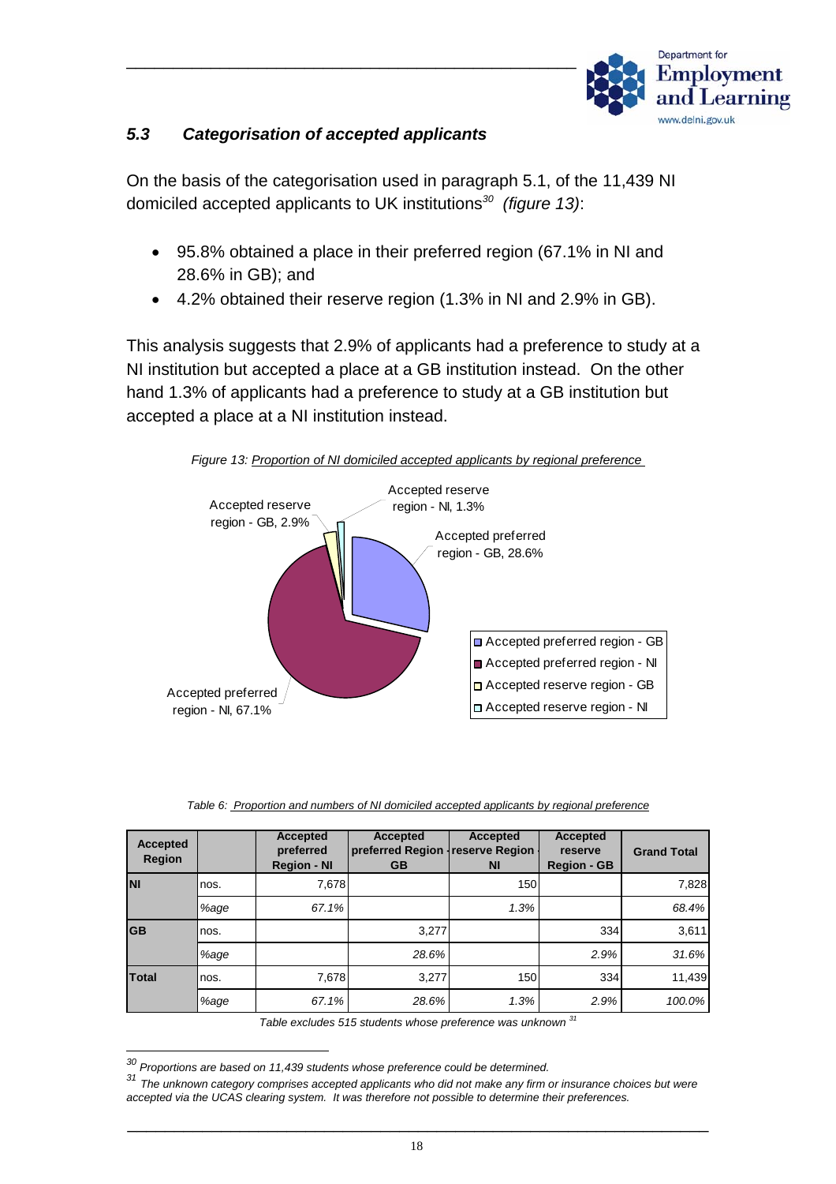### *5.3 Categorisation of accepted applicants*

On the basis of the categorisation used in paragraph 5.1, of the 11,439 NI domiciled accepted applicants to UK institutions[30] *(figure 13)*:

- 95.8% obtained a place in their preferred region (67.1% in NI and 28.6% in GB); and
- 4.2% obtained their reserve region (1.3% in NI and 2.9% in GB).

This analysis suggests that 2.9% of applicants had a preference to study at a NI institution but accepted a place at a GB institution instead. On the other hand 1.3% of applicants had a preference to study at a GB institution but accepted a place at a NI institution instead.

*Figure 13: Proportion of NI domiciled accepted applicants by regional preference*

*Table 6: Proportion and numbers of NI domiciled accepted applicants by regional preference*

| Accepted Region | | Accepted preferred Region - NI | Accepted preferred Region - GB | Accepted reserve Region - NI | Accepted reserve Region - GB | Grand Total |
|---|---|---|---|---|---|---|
| **NI** | nos. | 7,678 | | 150 | | 7,828 |
| | *%age* | *67.1%* | | *1.3%* | | *68.4%* |
| **GB** | nos. | | 3,277 | | 334 | 3,611 |
| | *%age* | | *28.6%* | | *2.9%* | *31.6%* |
| **Total** | nos. | 7,678 | 3,277 | 150 | 334 | 11,439 |
| | *%age* | *67.1%* | *28.6%* | *1.3%* | *2.9%* | *100.0%* |

*Table excludes 515 students whose preference was unknown* [31]

---

[30] *Proportions are based on 11,439 students whose preference could be determined.*

[31] *The unknown category comprises accepted applicants who did not make any firm or insurance choices but were accepted via the UCAS clearing system. It was therefore not possible to determine their preferences.*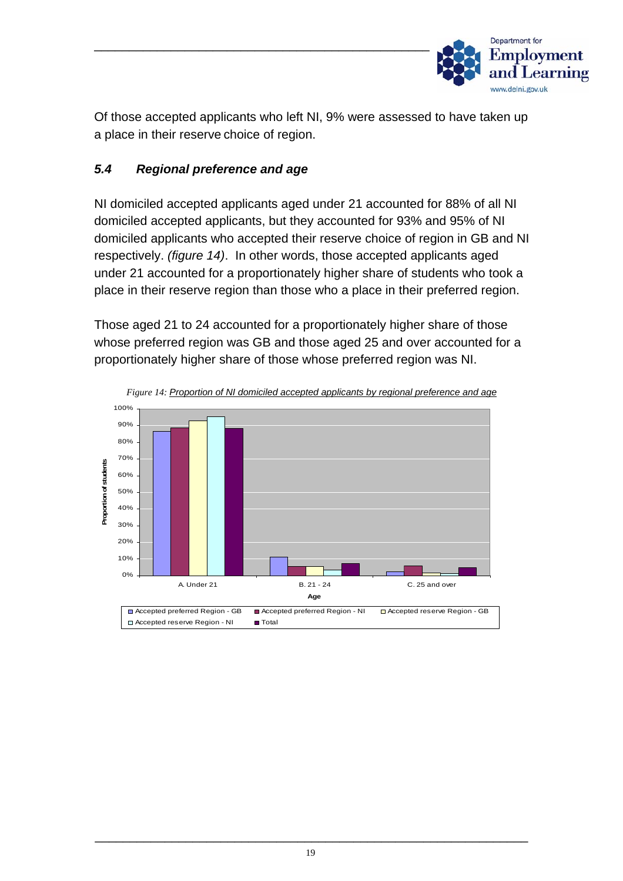Of those accepted applicants who left NI, 9% were assessed to have taken up a place in their reserve choice of region.

### *5.4 Regional preference and age*

NI domiciled accepted applicants aged under 21 accounted for 88% of all NI domiciled accepted applicants, but they accounted for 93% and 95% of NI domiciled applicants who accepted their reserve choice of region in GB and NI respectively. *(figure 14)*. In other words, those accepted applicants aged under 21 accounted for a proportionately higher share of students who took a place in their reserve region than those who a place in their preferred region.

Those aged 21 to 24 accounted for a proportionately higher share of those whose preferred region was GB and those aged 25 and over accounted for a proportionately higher share of those whose preferred region was NI.

*Figure 14:* Proportion of NI domiciled accepted applicants by regional preference and age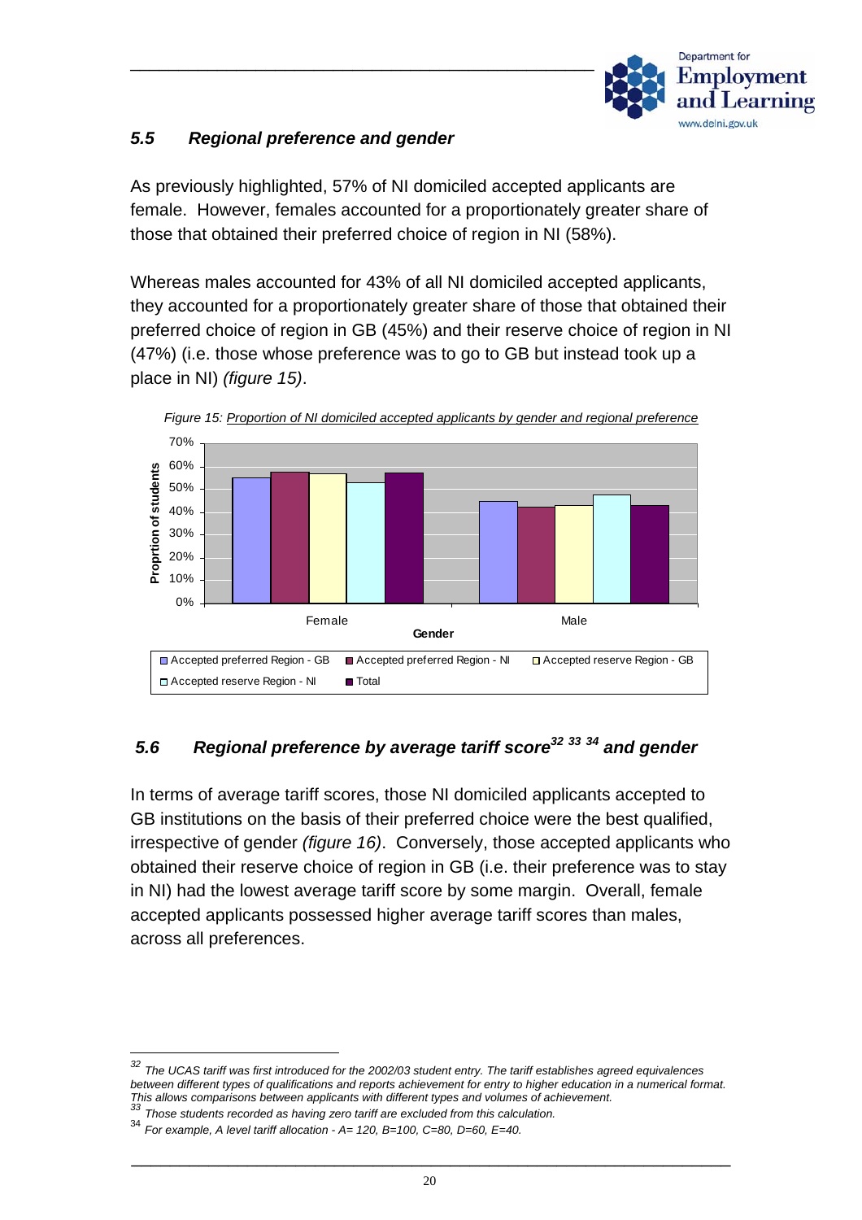### 5.5 Regional preference and gender

As previously highlighted, 57% of NI domiciled accepted applicants are female. However, females accounted for a proportionately greater share of those that obtained their preferred choice of region in NI (58%).

Whereas males accounted for 43% of all NI domiciled accepted applicants, they accounted for a proportionately greater share of those that obtained their preferred choice of region in GB (45%) and their reserve choice of region in NI (47%) (i.e. those whose preference was to go to GB but instead took up a place in NI) *(figure 15)*.

*Figure 15: Proportion of NI domiciled accepted applicants by gender and regional preference*

### 5.6 Regional preference by average tariff score[32] [33] [34] and gender

In terms of average tariff scores, those NI domiciled applicants accepted to GB institutions on the basis of their preferred choice were the best qualified, irrespective of gender *(figure 16)*. Conversely, those accepted applicants who obtained their reserve choice of region in GB (i.e. their preference was to stay in NI) had the lowest average tariff score by some margin. Overall, female accepted applicants possessed higher average tariff scores than males, across all preferences.

---

[32] *The UCAS tariff was first introduced for the 2002/03 student entry. The tariff establishes agreed equivalences between different types of qualifications and reports achievement for entry to higher education in a numerical format. This allows comparisons between applicants with different types and volumes of achievement.*

[33] *Those students recorded as having zero tariff are excluded from this calculation.*

[34] *For example, A level tariff allocation - A= 120, B=100, C=80, D=60, E=40.*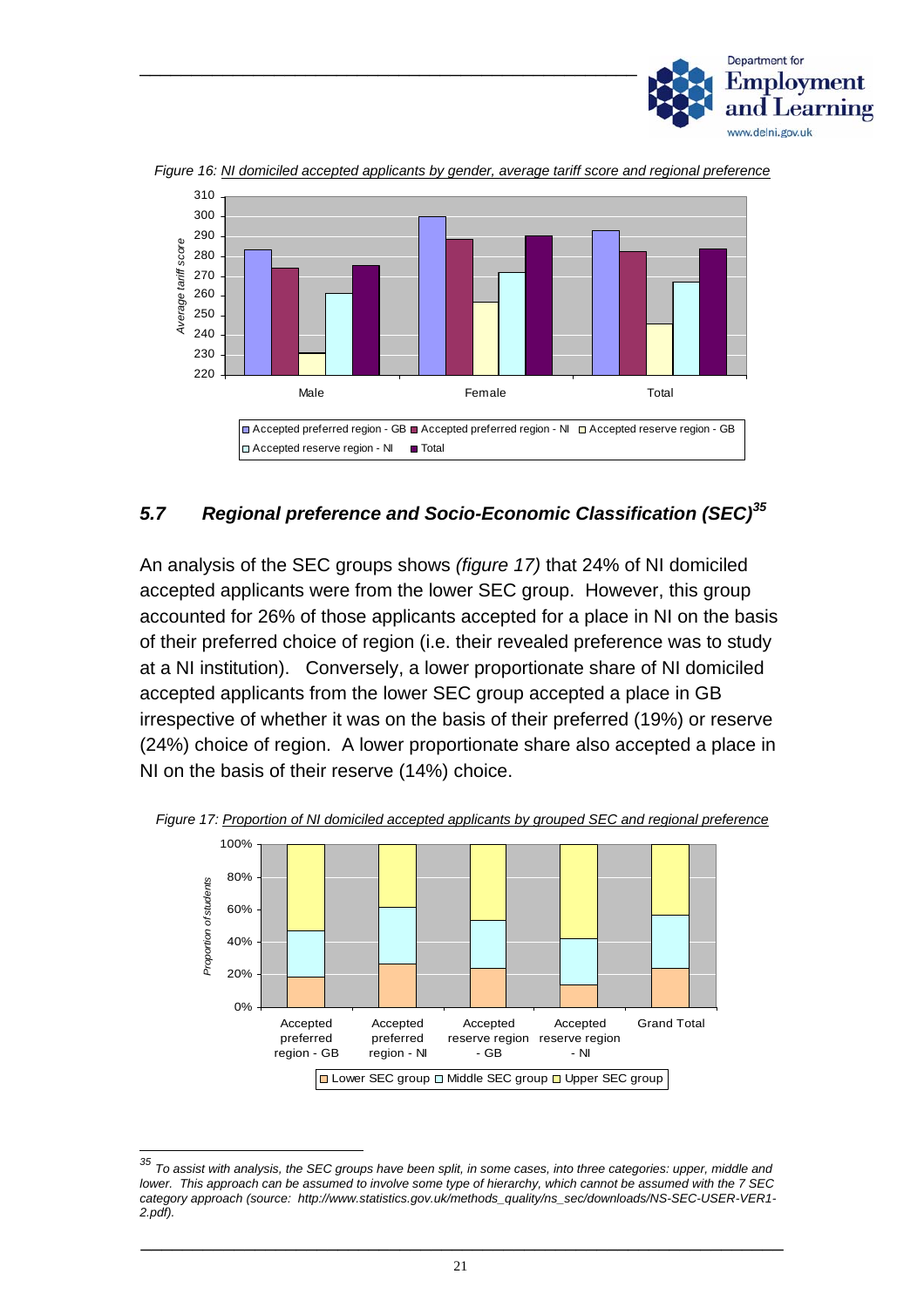*Figure 16: NI domiciled accepted applicants by gender, average tariff score and regional preference*

## 5.7 Regional preference and Socio-Economic Classification (SEC)[35]

An analysis of the SEC groups shows *(figure 17)* that 24% of NI domiciled accepted applicants were from the lower SEC group. However, this group accounted for 26% of those applicants accepted for a place in NI on the basis of their preferred choice of region (i.e. their revealed preference was to study at a NI institution). Conversely, a lower proportionate share of NI domiciled accepted applicants from the lower SEC group accepted a place in GB irrespective of whether it was on the basis of their preferred (19%) or reserve (24%) choice of region. A lower proportionate share also accepted a place in NI on the basis of their reserve (14%) choice.

*Figure 17: Proportion of NI domiciled accepted applicants by grouped SEC and regional preference*

---

[35] *To assist with analysis, the SEC groups have been split, in some cases, into three categories: upper, middle and lower. This approach can be assumed to involve some type of hierarchy, which cannot be assumed with the 7 SEC category approach (source: http://www.statistics.gov.uk/methods_quality/ns_sec/downloads/NS-SEC-USER-VER1-2.pdf).*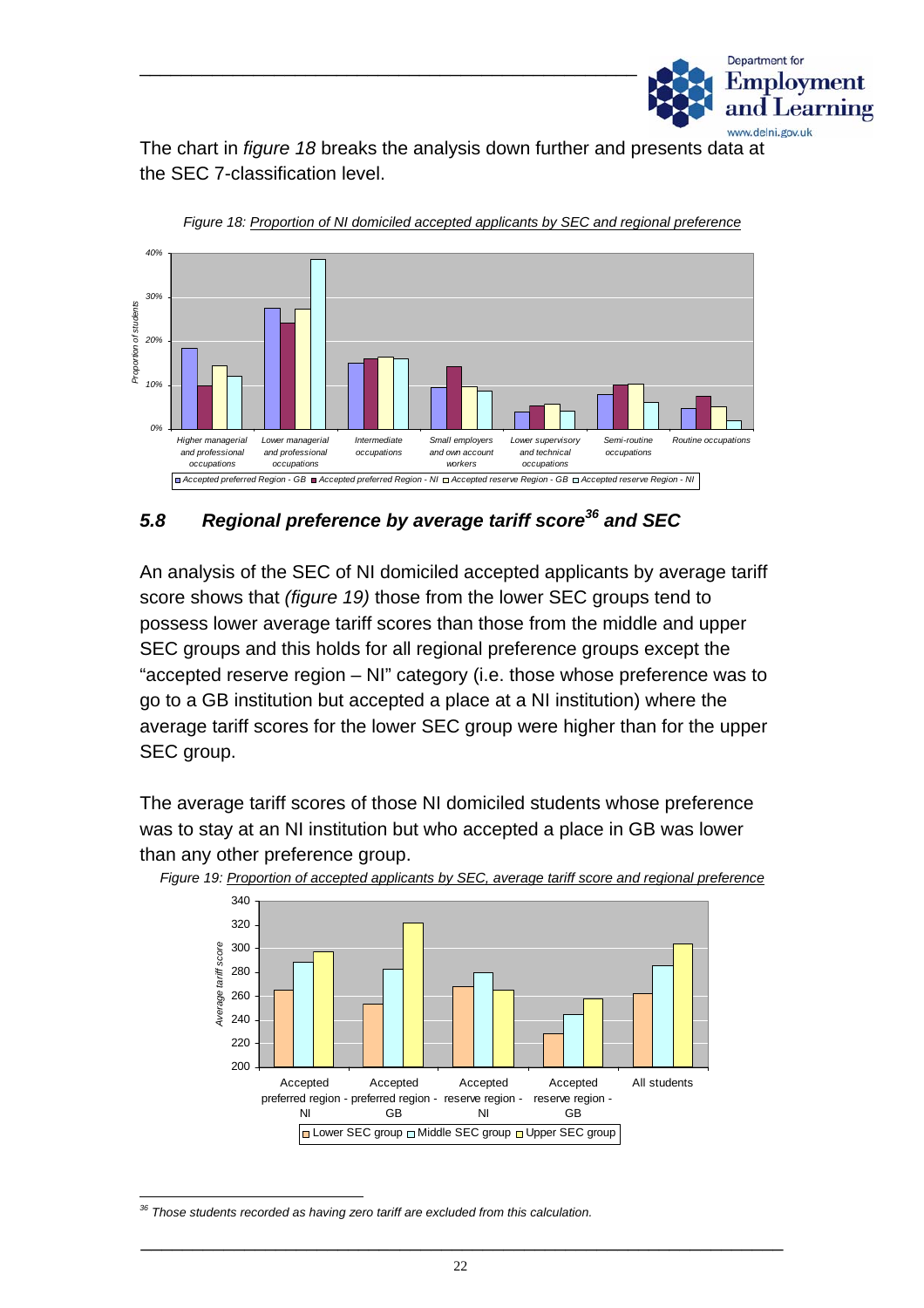The chart in *figure 18* breaks the analysis down further and presents data at the SEC 7-classification level.

*Figure 18: Proportion of NI domiciled accepted applicants by SEC and regional preference*

## *5.8 Regional preference by average tariff score[36] and SEC*

An analysis of the SEC of NI domiciled accepted applicants by average tariff score shows that *(figure 19)* those from the lower SEC groups tend to possess lower average tariff scores than those from the middle and upper SEC groups and this holds for all regional preference groups except the "accepted reserve region – NI" category (i.e. those whose preference was to go to a GB institution but accepted a place at a NI institution) where the average tariff scores for the lower SEC group were higher than for the upper SEC group.

The average tariff scores of those NI domiciled students whose preference was to stay at an NI institution but who accepted a place in GB was lower than any other preference group.

*Figure 19: Proportion of accepted applicants by SEC, average tariff score and regional preference*

[36] *Those students recorded as having zero tariff are excluded from this calculation.*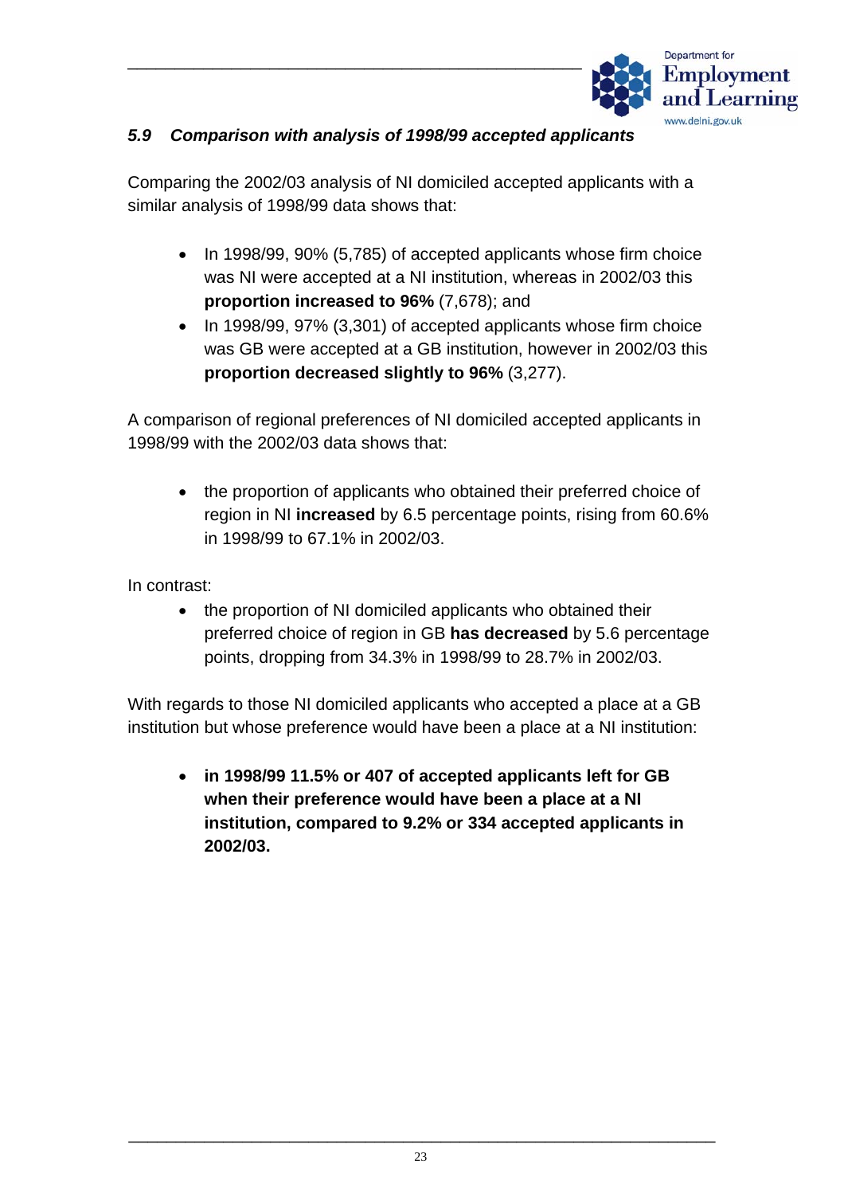### *5.9 Comparison with analysis of 1998/99 accepted applicants*

Comparing the 2002/03 analysis of NI domiciled accepted applicants with a similar analysis of 1998/99 data shows that:

- In 1998/99, 90% (5,785) of accepted applicants whose firm choice was NI were accepted at a NI institution, whereas in 2002/03 this **proportion increased to 96%** (7,678); and
- In 1998/99, 97% (3,301) of accepted applicants whose firm choice was GB were accepted at a GB institution, however in 2002/03 this **proportion decreased slightly to 96%** (3,277).

A comparison of regional preferences of NI domiciled accepted applicants in 1998/99 with the 2002/03 data shows that:

- the proportion of applicants who obtained their preferred choice of region in NI **increased** by 6.5 percentage points, rising from 60.6% in 1998/99 to 67.1% in 2002/03.

In contrast:

- the proportion of NI domiciled applicants who obtained their preferred choice of region in GB **has decreased** by 5.6 percentage points, dropping from 34.3% in 1998/99 to 28.7% in 2002/03.

With regards to those NI domiciled applicants who accepted a place at a GB institution but whose preference would have been a place at a NI institution:

- **in 1998/99 11.5% or 407 of accepted applicants left for GB when their preference would have been a place at a NI institution, compared to 9.2% or 334 accepted applicants in 2002/03.**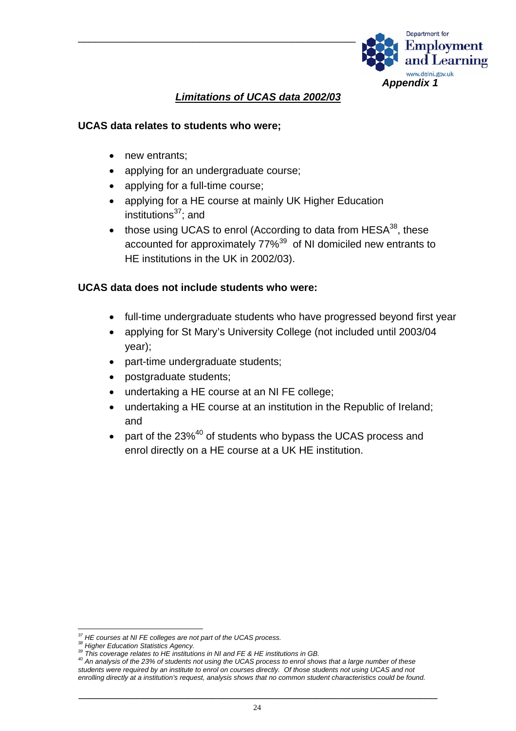Appendix 1

## *Limitations of UCAS data 2002/03*

**UCAS data relates to students who were;**

- new entrants;
- applying for an undergraduate course;
- applying for a full-time course;
- applying for a HE course at mainly UK Higher Education institutions[37]; and
- those using UCAS to enrol (According to data from HESA[38], these accounted for approximately 77%[39] of NI domiciled new entrants to HE institutions in the UK in 2002/03).

**UCAS data does not include students who were:**

- full-time undergraduate students who have progressed beyond first year
- applying for St Mary's University College (not included until 2003/04 year);
- part-time undergraduate students;
- postgraduate students;
- undertaking a HE course at an NI FE college;
- undertaking a HE course at an institution in the Republic of Ireland; and
- part of the 23%[40] of students who bypass the UCAS process and enrol directly on a HE course at a UK HE institution.

---

[37] *HE courses at NI FE colleges are not part of the UCAS process.*
[38] *Higher Education Statistics Agency.*
[39] *This coverage relates to HE institutions in NI and FE & HE institutions in GB.*
[40] *An analysis of the 23% of students not using the UCAS process to enrol shows that a large number of these students were required by an institute to enrol on courses directly. Of those students not using UCAS and not enrolling directly at a institution's request, analysis shows that no common student characteristics could be found.*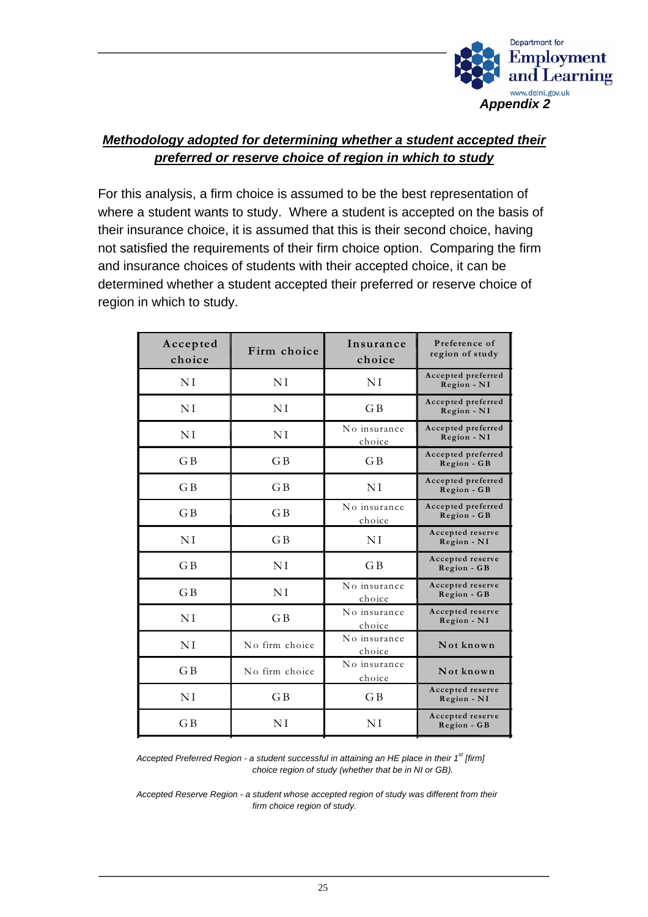*Appendix 2*

## ***Methodology adopted for determining whether a student accepted their preferred or reserve choice of region in which to study***

For this analysis, a firm choice is assumed to be the best representation of where a student wants to study. Where a student is accepted on the basis of their insurance choice, it is assumed that this is their second choice, having not satisfied the requirements of their firm choice option. Comparing the firm and insurance choices of students with their accepted choice, it can be determined whether a student accepted their preferred or reserve choice of region in which to study.

| Accepted choice | Firm choice | Insurance choice | Preference of region of study |
|---|---|---|---|
| NI | NI | NI | **Accepted preferred Region - NI** |
| NI | NI | GB | **Accepted preferred Region - NI** |
| NI | NI | No insurance choice | **Accepted preferred Region - NI** |
| GB | GB | GB | **Accepted preferred Region - GB** |
| GB | GB | NI | **Accepted preferred Region - GB** |
| GB | GB | No insurance choice | **Accepted preferred Region - GB** |
| NI | GB | NI | **Accepted reserve Region - NI** |
| GB | NI | GB | **Accepted reserve Region - GB** |
| GB | NI | No insurance choice | **Accepted reserve Region - GB** |
| NI | GB | No insurance choice | **Accepted reserve Region - NI** |
| NI | No firm choice | No insurance choice | **Not known** |
| GB | No firm choice | No insurance choice | **Not known** |
| NI | GB | GB | **Accepted reserve Region - NI** |
| GB | NI | NI | **Accepted reserve Region - GB** |

*Accepted Preferred Region - a student successful in attaining an HE place in their 1st [firm] choice region of study (whether that be in NI or GB).*

*Accepted Reserve Region - a student whose accepted region of study was different from their firm choice region of study.*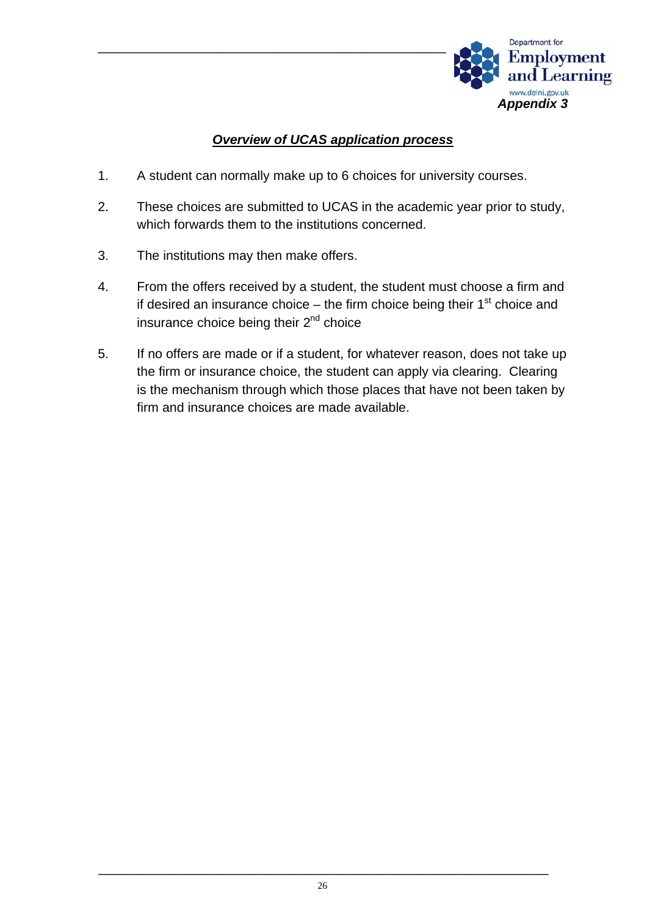*Appendix 3*

## ***Overview of UCAS application process***

1. A student can normally make up to 6 choices for university courses.

2. These choices are submitted to UCAS in the academic year prior to study, which forwards them to the institutions concerned.

3. The institutions may then make offers.

4. From the offers received by a student, the student must choose a firm and if desired an insurance choice – the firm choice being their 1st choice and insurance choice being their 2nd choice

5. If no offers are made or if a student, for whatever reason, does not take up the firm or insurance choice, the student can apply via clearing. Clearing is the mechanism through which those places that have not been taken by firm and insurance choices are made available.